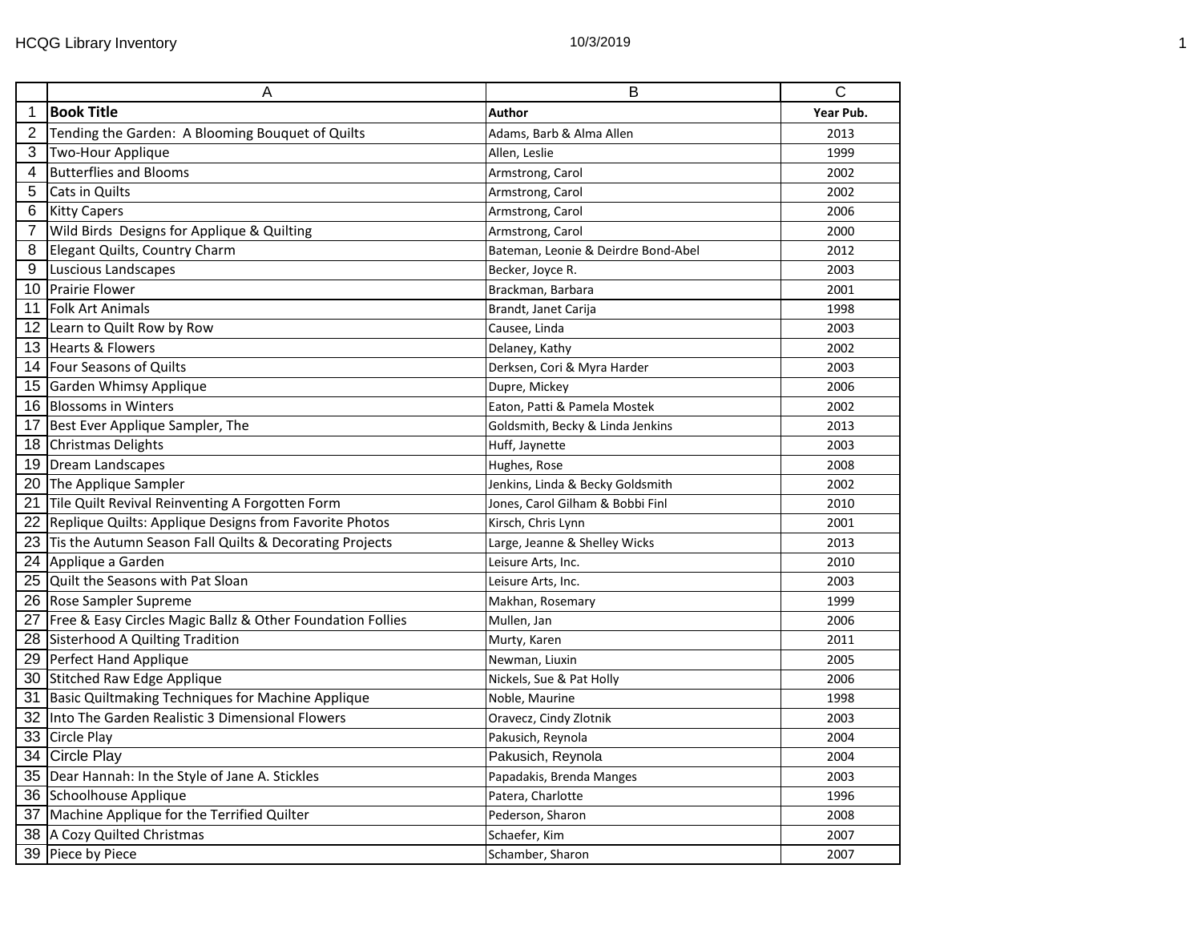| Book Title | Author | Year Pub. |
|---|---|---|
| Tending the Garden:  A Blooming Bouquet of Quilts | Adams, Barb & Alma Allen | 2013 |
| Two-Hour Applique | Allen, Leslie | 1999 |
| Butterflies and Blooms | Armstrong, Carol | 2002 |
| Cats in Quilts | Armstrong, Carol | 2002 |
| Kitty Capers | Armstrong, Carol | 2006 |
| Wild Birds  Designs for Applique & Quilting | Armstrong, Carol | 2000 |
| Elegant Quilts, Country Charm | Bateman, Leonie & Deirdre Bond-Abel | 2012 |
| Luscious Landscapes | Becker, Joyce R. | 2003 |
| Prairie Flower | Brackman, Barbara | 2001 |
| Folk Art Animals | Brandt, Janet Carija | 1998 |
| Learn to Quilt Row by Row | Causee, Linda | 2003 |
| Hearts & Flowers | Delaney, Kathy | 2002 |
| Four Seasons of Quilts | Derksen, Cori & Myra Harder | 2003 |
| Garden Whimsy Applique | Dupre, Mickey | 2006 |
| Blossoms in Winters | Eaton, Patti & Pamela Mostek | 2002 |
| Best Ever Applique Sampler, The | Goldsmith, Becky & Linda Jenkins | 2013 |
| Christmas Delights | Huff, Jaynette | 2003 |
| Dream Landscapes | Hughes, Rose | 2008 |
| The Applique Sampler | Jenkins, Linda & Becky Goldsmith | 2002 |
| Tile Quilt Revival Reinventing A Forgotten Form | Jones, Carol Gilham & Bobbi Finl | 2010 |
| Replique Quilts: Applique Designs from Favorite Photos | Kirsch, Chris Lynn | 2001 |
| Tis the Autumn Season Fall Quilts & Decorating Projects | Large, Jeanne & Shelley Wicks | 2013 |
| Applique a Garden | Leisure Arts, Inc. | 2010 |
| Quilt the Seasons with Pat Sloan | Leisure Arts, Inc. | 2003 |
| Rose Sampler Supreme | Makhan, Rosemary | 1999 |
| Free & Easy Circles Magic Ballz & Other Foundation Follies | Mullen, Jan | 2006 |
| Sisterhood A Quilting Tradition | Murty, Karen | 2011 |
| Perfect Hand Applique | Newman, Liuxin | 2005 |
| Stitched Raw Edge Applique | Nickels, Sue & Pat Holly | 2006 |
| Basic Quiltmaking Techniques for Machine Applique | Noble, Maurine | 1998 |
| Into The Garden Realistic 3 Dimensional Flowers | Oravecz, Cindy Zlotnik | 2003 |
| Circle Play | Pakusich, Reynola | 2004 |
| Circle Play | Pakusich, Reynola | 2004 |
| Dear Hannah: In the Style of Jane A. Stickles | Papadakis, Brenda Manges | 2003 |
| Schoolhouse Applique | Patera, Charlotte | 1996 |
| Machine Applique for the Terrified Quilter | Pederson, Sharon | 2008 |
| A Cozy Quilted Christmas | Schaefer, Kim | 2007 |
| Piece by Piece | Schamber, Sharon | 2007 |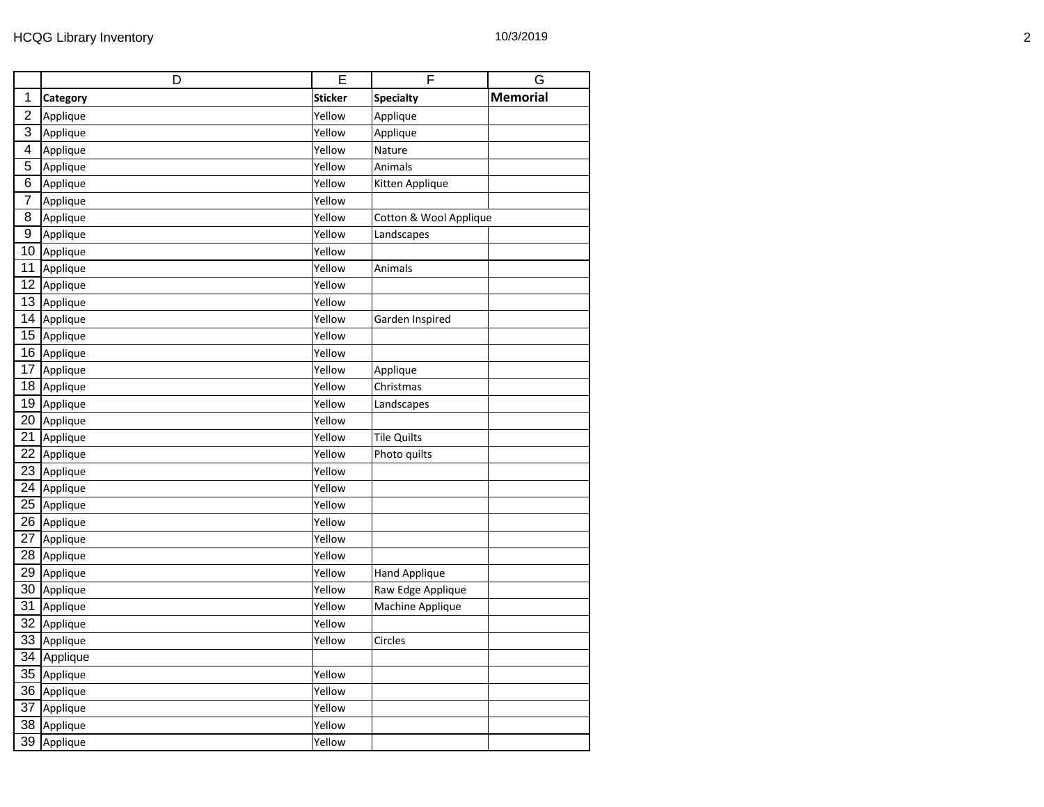| | D | E | F | G |
|---|---|---|---|---|
| 1 | **Category** | **Sticker** | **Specialty** | **Memorial** |
| 2 | Applique | Yellow | Applique | |
| 3 | Applique | Yellow | Applique | |
| 4 | Applique | Yellow | Nature | |
| 5 | Applique | Yellow | Animals | |
| 6 | Applique | Yellow | Kitten Applique | |
| 7 | Applique | Yellow | | |
| 8 | Applique | Yellow | Cotton & Wool Applique | |
| 9 | Applique | Yellow | Landscapes | |
| 10 | Applique | Yellow | | |
| 11 | Applique | Yellow | Animals | |
| 12 | Applique | Yellow | | |
| 13 | Applique | Yellow | | |
| 14 | Applique | Yellow | Garden Inspired | |
| 15 | Applique | Yellow | | |
| 16 | Applique | Yellow | | |
| 17 | Applique | Yellow | Applique | |
| 18 | Applique | Yellow | Christmas | |
| 19 | Applique | Yellow | Landscapes | |
| 20 | Applique | Yellow | | |
| 21 | Applique | Yellow | Tile Quilts | |
| 22 | Applique | Yellow | Photo quilts | |
| 23 | Applique | Yellow | | |
| 24 | Applique | Yellow | | |
| 25 | Applique | Yellow | | |
| 26 | Applique | Yellow | | |
| 27 | Applique | Yellow | | |
| 28 | Applique | Yellow | | |
| 29 | Applique | Yellow | Hand Applique | |
| 30 | Applique | Yellow | Raw Edge Applique | |
| 31 | Applique | Yellow | Machine Applique | |
| 32 | Applique | Yellow | | |
| 33 | Applique | Yellow | Circles | |
| 34 | Applique | | | |
| 35 | Applique | Yellow | | |
| 36 | Applique | Yellow | | |
| 37 | Applique | Yellow | | |
| 38 | Applique | Yellow | | |
| 39 | Applique | Yellow | | |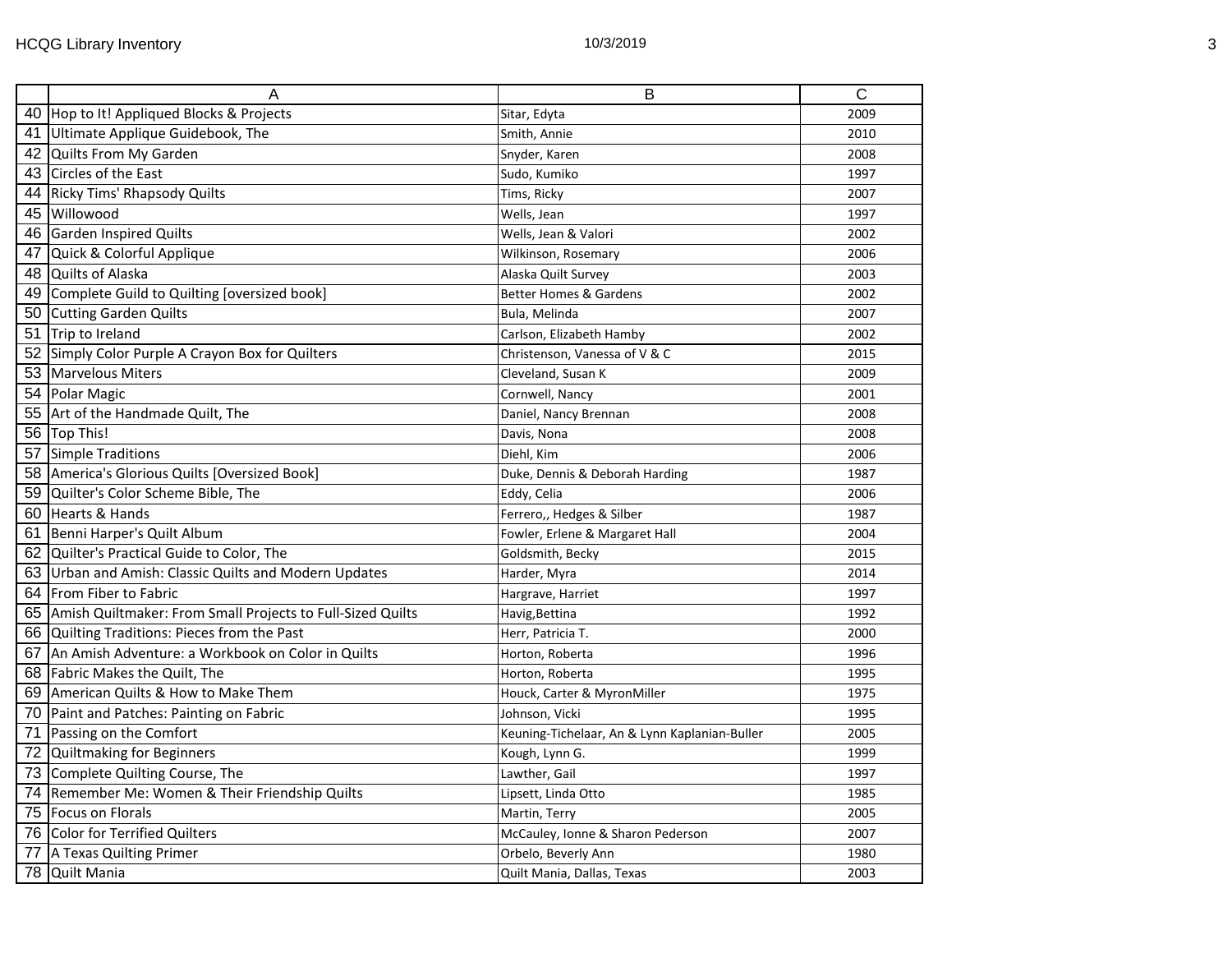| | A | B | C |
|---|---|---|---|
| 40 | Hop to It! Appliqued Blocks & Projects | Sitar, Edyta | 2009 |
| 41 | Ultimate Applique Guidebook, The | Smith, Annie | 2010 |
| 42 | Quilts From My Garden | Snyder, Karen | 2008 |
| 43 | Circles of the East | Sudo, Kumiko | 1997 |
| 44 | Ricky Tims' Rhapsody Quilts | Tims, Ricky | 2007 |
| 45 | Willowood | Wells, Jean | 1997 |
| 46 | Garden Inspired Quilts | Wells, Jean & Valori | 2002 |
| 47 | Quick & Colorful Applique | Wilkinson, Rosemary | 2006 |
| 48 | Quilts of Alaska | Alaska Quilt Survey | 2003 |
| 49 | Complete Guild to Quilting [oversized book] | Better Homes & Gardens | 2002 |
| 50 | Cutting Garden Quilts | Bula, Melinda | 2007 |
| 51 | Trip to Ireland | Carlson, Elizabeth Hamby | 2002 |
| 52 | Simply Color Purple A Crayon Box for Quilters | Christenson, Vanessa of V & C | 2015 |
| 53 | Marvelous Miters | Cleveland, Susan K | 2009 |
| 54 | Polar Magic | Cornwell, Nancy | 2001 |
| 55 | Art of the Handmade Quilt, The | Daniel, Nancy Brennan | 2008 |
| 56 | Top This! | Davis, Nona | 2008 |
| 57 | Simple Traditions | Diehl, Kim | 2006 |
| 58 | America's Glorious Quilts [Oversized Book] | Duke, Dennis & Deborah Harding | 1987 |
| 59 | Quilter's Color Scheme Bible, The | Eddy, Celia | 2006 |
| 60 | Hearts & Hands | Ferrero,, Hedges & Silber | 1987 |
| 61 | Benni Harper's Quilt Album | Fowler, Erlene & Margaret Hall | 2004 |
| 62 | Quilter's Practical Guide to Color, The | Goldsmith, Becky | 2015 |
| 63 | Urban and Amish: Classic Quilts and Modern Updates | Harder, Myra | 2014 |
| 64 | From Fiber to Fabric | Hargrave, Harriet | 1997 |
| 65 | Amish Quiltmaker: From Small Projects to Full-Sized Quilts | Havig,Bettina | 1992 |
| 66 | Quilting Traditions: Pieces from the Past | Herr, Patricia T. | 2000 |
| 67 | An Amish Adventure: a Workbook on Color in Quilts | Horton, Roberta | 1996 |
| 68 | Fabric Makes the Quilt, The | Horton, Roberta | 1995 |
| 69 | American Quilts & How to Make Them | Houck, Carter & MyronMiller | 1975 |
| 70 | Paint and Patches: Painting on Fabric | Johnson, Vicki | 1995 |
| 71 | Passing on the Comfort | Keuning-Tichelaar, An & Lynn Kaplanian-Buller | 2005 |
| 72 | Quiltmaking for Beginners | Kough, Lynn G. | 1999 |
| 73 | Complete Quilting Course, The | Lawther, Gail | 1997 |
| 74 | Remember Me: Women & Their Friendship Quilts | Lipsett, Linda Otto | 1985 |
| 75 | Focus on Florals | Martin, Terry | 2005 |
| 76 | Color for Terrified Quilters | McCauley, Ionne & Sharon Pederson | 2007 |
| 77 | A Texas Quilting Primer | Orbelo, Beverly Ann | 1980 |
| 78 | Quilt Mania | Quilt Mania, Dallas, Texas | 2003 |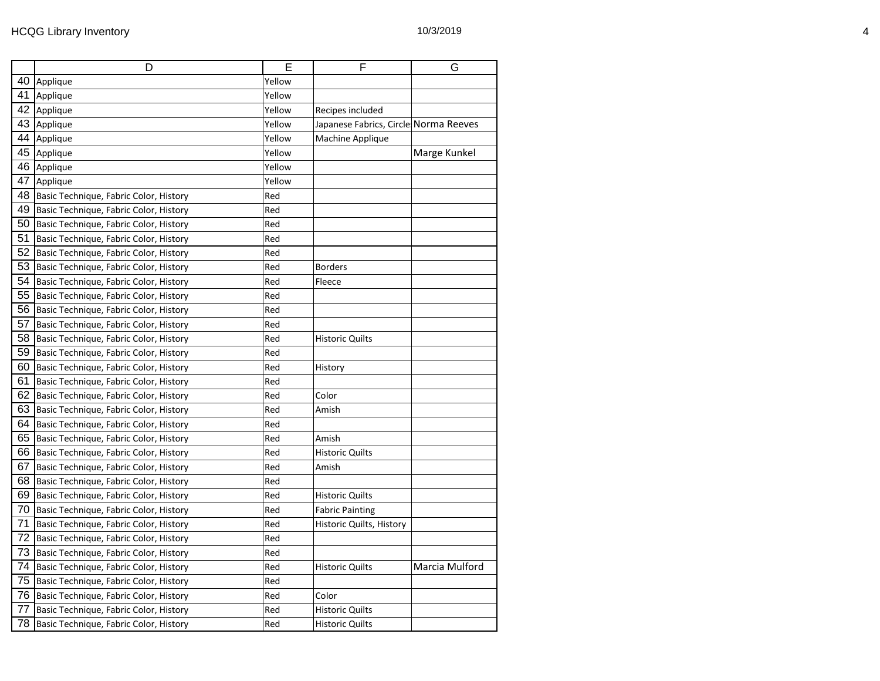| | D | E | F | G |
|---|---|---|---|---|
| 40 | Applique | Yellow | | |
| 41 | Applique | Yellow | | |
| 42 | Applique | Yellow | Recipes included | |
| 43 | Applique | Yellow | Japanese Fabrics, Circle | Norma Reeves |
| 44 | Applique | Yellow | Machine Applique | |
| 45 | Applique | Yellow | | Marge Kunkel |
| 46 | Applique | Yellow | | |
| 47 | Applique | Yellow | | |
| 48 | Basic Technique, Fabric Color, History | Red | | |
| 49 | Basic Technique, Fabric Color, History | Red | | |
| 50 | Basic Technique, Fabric Color, History | Red | | |
| 51 | Basic Technique, Fabric Color, History | Red | | |
| 52 | Basic Technique, Fabric Color, History | Red | | |
| 53 | Basic Technique, Fabric Color, History | Red | Borders | |
| 54 | Basic Technique, Fabric Color, History | Red | Fleece | |
| 55 | Basic Technique, Fabric Color, History | Red | | |
| 56 | Basic Technique, Fabric Color, History | Red | | |
| 57 | Basic Technique, Fabric Color, History | Red | | |
| 58 | Basic Technique, Fabric Color, History | Red | Historic Quilts | |
| 59 | Basic Technique, Fabric Color, History | Red | | |
| 60 | Basic Technique, Fabric Color, History | Red | History | |
| 61 | Basic Technique, Fabric Color, History | Red | | |
| 62 | Basic Technique, Fabric Color, History | Red | Color | |
| 63 | Basic Technique, Fabric Color, History | Red | Amish | |
| 64 | Basic Technique, Fabric Color, History | Red | | |
| 65 | Basic Technique, Fabric Color, History | Red | Amish | |
| 66 | Basic Technique, Fabric Color, History | Red | Historic Quilts | |
| 67 | Basic Technique, Fabric Color, History | Red | Amish | |
| 68 | Basic Technique, Fabric Color, History | Red | | |
| 69 | Basic Technique, Fabric Color, History | Red | Historic Quilts | |
| 70 | Basic Technique, Fabric Color, History | Red | Fabric Painting | |
| 71 | Basic Technique, Fabric Color, History | Red | Historic Quilts, History | |
| 72 | Basic Technique, Fabric Color, History | Red | | |
| 73 | Basic Technique, Fabric Color, History | Red | | |
| 74 | Basic Technique, Fabric Color, History | Red | Historic Quilts | Marcia Mulford |
| 75 | Basic Technique, Fabric Color, History | Red | | |
| 76 | Basic Technique, Fabric Color, History | Red | Color | |
| 77 | Basic Technique, Fabric Color, History | Red | Historic Quilts | |
| 78 | Basic Technique, Fabric Color, History | Red | Historic Quilts | |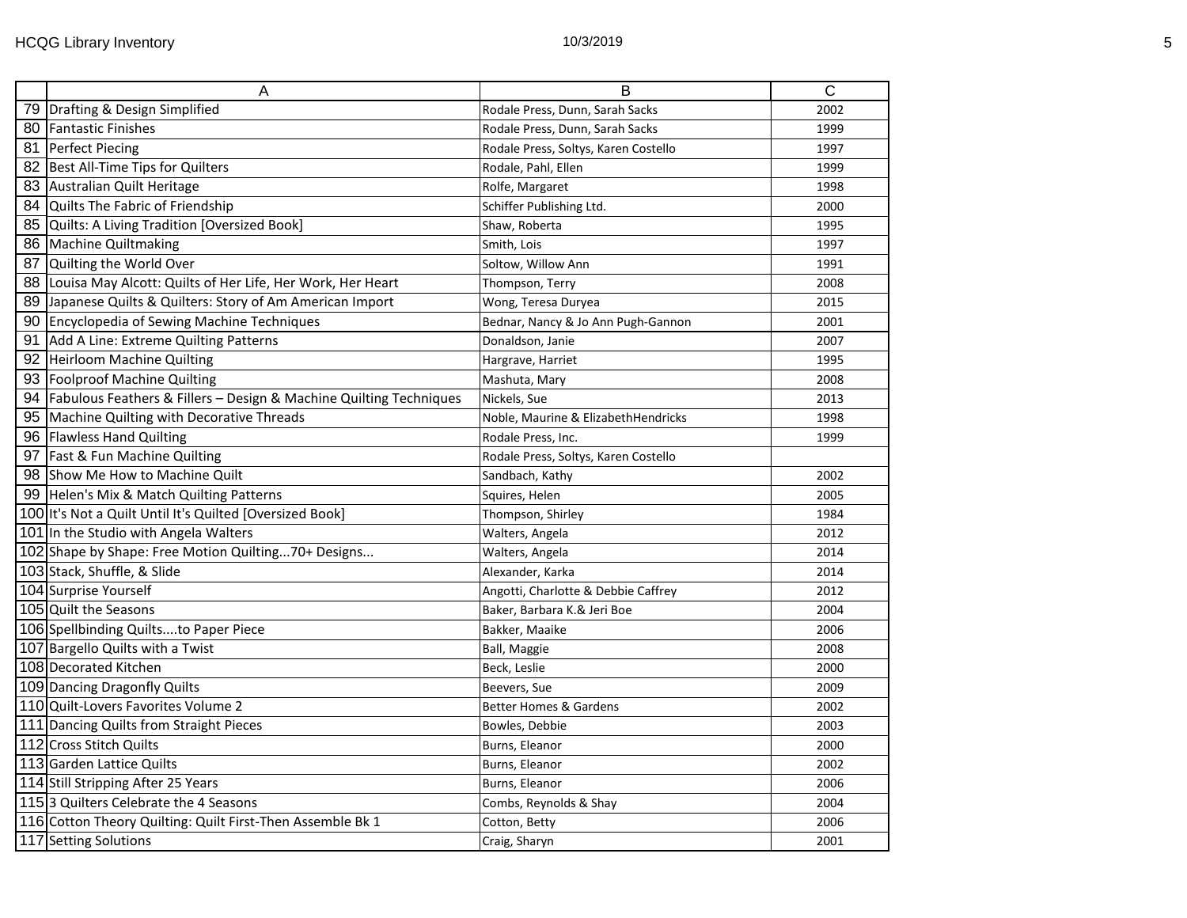| | A | B | C |
|---|---|---|---|
| 79 | Drafting & Design Simplified | Rodale Press, Dunn, Sarah Sacks | 2002 |
| 80 | Fantastic Finishes | Rodale Press, Dunn, Sarah Sacks | 1999 |
| 81 | Perfect Piecing | Rodale Press, Soltys, Karen Costello | 1997 |
| 82 | Best All-Time Tips for Quilters | Rodale, Pahl, Ellen | 1999 |
| 83 | Australian Quilt Heritage | Rolfe, Margaret | 1998 |
| 84 | Quilts The Fabric of Friendship | Schiffer Publishing Ltd. | 2000 |
| 85 | Quilts: A Living Tradition [Oversized Book] | Shaw, Roberta | 1995 |
| 86 | Machine Quiltmaking | Smith, Lois | 1997 |
| 87 | Quilting the World Over | Soltow, Willow Ann | 1991 |
| 88 | Louisa May Alcott: Quilts of Her Life, Her Work, Her Heart | Thompson, Terry | 2008 |
| 89 | Japanese Quilts & Quilters: Story of Am American Import | Wong, Teresa Duryea | 2015 |
| 90 | Encyclopedia of Sewing Machine Techniques | Bednar, Nancy & Jo Ann Pugh-Gannon | 2001 |
| 91 | Add A Line: Extreme Quilting Patterns | Donaldson, Janie | 2007 |
| 92 | Heirloom Machine Quilting | Hargrave, Harriet | 1995 |
| 93 | Foolproof Machine Quilting | Mashuta, Mary | 2008 |
| 94 | Fabulous Feathers & Fillers – Design & Machine Quilting Techniques | Nickels, Sue | 2013 |
| 95 | Machine Quilting with Decorative Threads | Noble, Maurine & ElizabethHendricks | 1998 |
| 96 | Flawless Hand Quilting | Rodale Press, Inc. | 1999 |
| 97 | Fast & Fun Machine Quilting | Rodale Press, Soltys, Karen Costello | |
| 98 | Show Me How to Machine Quilt | Sandbach, Kathy | 2002 |
| 99 | Helen's Mix & Match Quilting Patterns | Squires, Helen | 2005 |
| 100 | It's Not a Quilt Until It's Quilted [Oversized Book] | Thompson, Shirley | 1984 |
| 101 | In the Studio with Angela Walters | Walters, Angela | 2012 |
| 102 | Shape by Shape: Free Motion Quilting...70+ Designs... | Walters, Angela | 2014 |
| 103 | Stack, Shuffle, & Slide | Alexander, Karka | 2014 |
| 104 | Surprise Yourself | Angotti, Charlotte & Debbie Caffrey | 2012 |
| 105 | Quilt the Seasons | Baker, Barbara K.& Jeri Boe | 2004 |
| 106 | Spellbinding Quilts....to Paper Piece | Bakker, Maaike | 2006 |
| 107 | Bargello Quilts with a Twist | Ball, Maggie | 2008 |
| 108 | Decorated Kitchen | Beck, Leslie | 2000 |
| 109 | Dancing Dragonfly Quilts | Beevers, Sue | 2009 |
| 110 | Quilt-Lovers Favorites Volume 2 | Better Homes & Gardens | 2002 |
| 111 | Dancing Quilts from Straight Pieces | Bowles, Debbie | 2003 |
| 112 | Cross Stitch Quilts | Burns, Eleanor | 2000 |
| 113 | Garden Lattice Quilts | Burns, Eleanor | 2002 |
| 114 | Still Stripping After 25 Years | Burns, Eleanor | 2006 |
| 115 | 3 Quilters Celebrate the 4 Seasons | Combs, Reynolds & Shay | 2004 |
| 116 | Cotton Theory Quilting: Quilt First-Then Assemble Bk 1 | Cotton, Betty | 2006 |
| 117 | Setting Solutions | Craig, Sharyn | 2001 |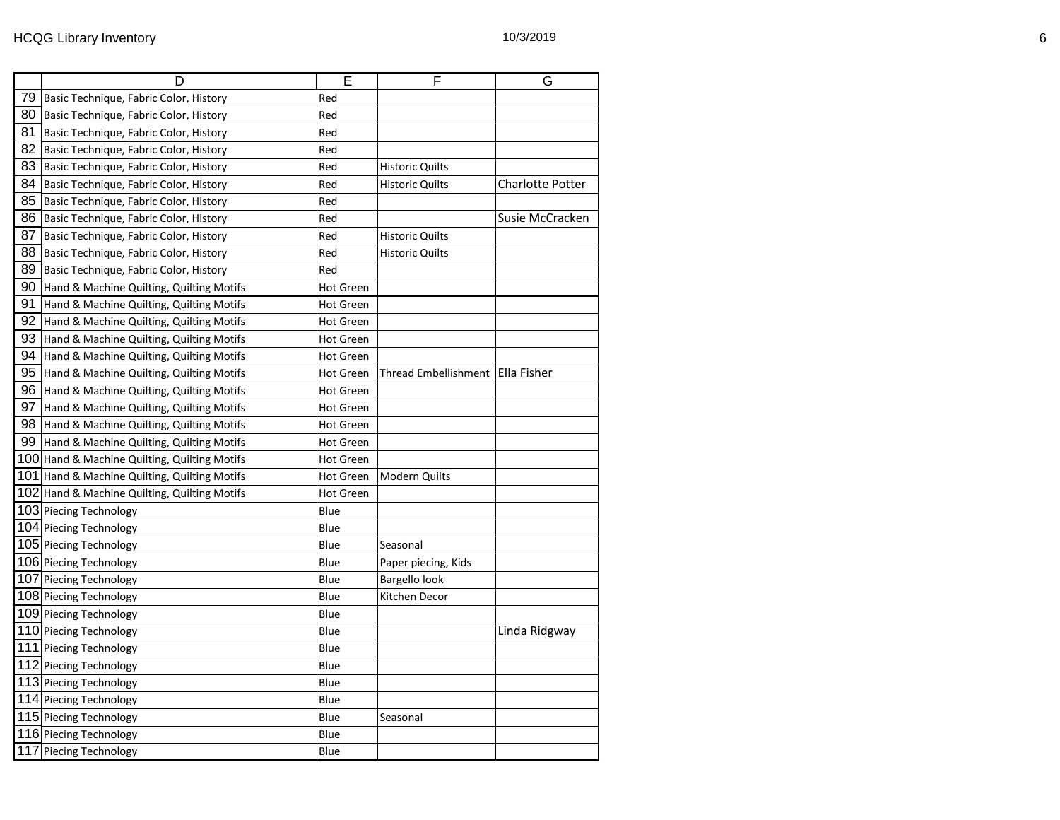| | D | E | F | G |
|---|---|---|---|---|
| 79 | Basic Technique, Fabric Color, History | Red | | |
| 80 | Basic Technique, Fabric Color, History | Red | | |
| 81 | Basic Technique, Fabric Color, History | Red | | |
| 82 | Basic Technique, Fabric Color, History | Red | | |
| 83 | Basic Technique, Fabric Color, History | Red | Historic Quilts | |
| 84 | Basic Technique, Fabric Color, History | Red | Historic Quilts | Charlotte Potter |
| 85 | Basic Technique, Fabric Color, History | Red | | |
| 86 | Basic Technique, Fabric Color, History | Red | | Susie McCracken |
| 87 | Basic Technique, Fabric Color, History | Red | Historic Quilts | |
| 88 | Basic Technique, Fabric Color, History | Red | Historic Quilts | |
| 89 | Basic Technique, Fabric Color, History | Red | | |
| 90 | Hand & Machine Quilting, Quilting Motifs | Hot Green | | |
| 91 | Hand & Machine Quilting, Quilting Motifs | Hot Green | | |
| 92 | Hand & Machine Quilting, Quilting Motifs | Hot Green | | |
| 93 | Hand & Machine Quilting, Quilting Motifs | Hot Green | | |
| 94 | Hand & Machine Quilting, Quilting Motifs | Hot Green | | |
| 95 | Hand & Machine Quilting, Quilting Motifs | Hot Green | Thread Embellishment | Ella Fisher |
| 96 | Hand & Machine Quilting, Quilting Motifs | Hot Green | | |
| 97 | Hand & Machine Quilting, Quilting Motifs | Hot Green | | |
| 98 | Hand & Machine Quilting, Quilting Motifs | Hot Green | | |
| 99 | Hand & Machine Quilting, Quilting Motifs | Hot Green | | |
| 100 | Hand & Machine Quilting, Quilting Motifs | Hot Green | | |
| 101 | Hand & Machine Quilting, Quilting Motifs | Hot Green | Modern Quilts | |
| 102 | Hand & Machine Quilting, Quilting Motifs | Hot Green | | |
| 103 | Piecing Technology | Blue | | |
| 104 | Piecing Technology | Blue | | |
| 105 | Piecing Technology | Blue | Seasonal | |
| 106 | Piecing Technology | Blue | Paper piecing, Kids | |
| 107 | Piecing Technology | Blue | Bargello look | |
| 108 | Piecing Technology | Blue | Kitchen Decor | |
| 109 | Piecing Technology | Blue | | |
| 110 | Piecing Technology | Blue | | Linda Ridgway |
| 111 | Piecing Technology | Blue | | |
| 112 | Piecing Technology | Blue | | |
| 113 | Piecing Technology | Blue | | |
| 114 | Piecing Technology | Blue | | |
| 115 | Piecing Technology | Blue | Seasonal | |
| 116 | Piecing Technology | Blue | | |
| 117 | Piecing Technology | Blue | | |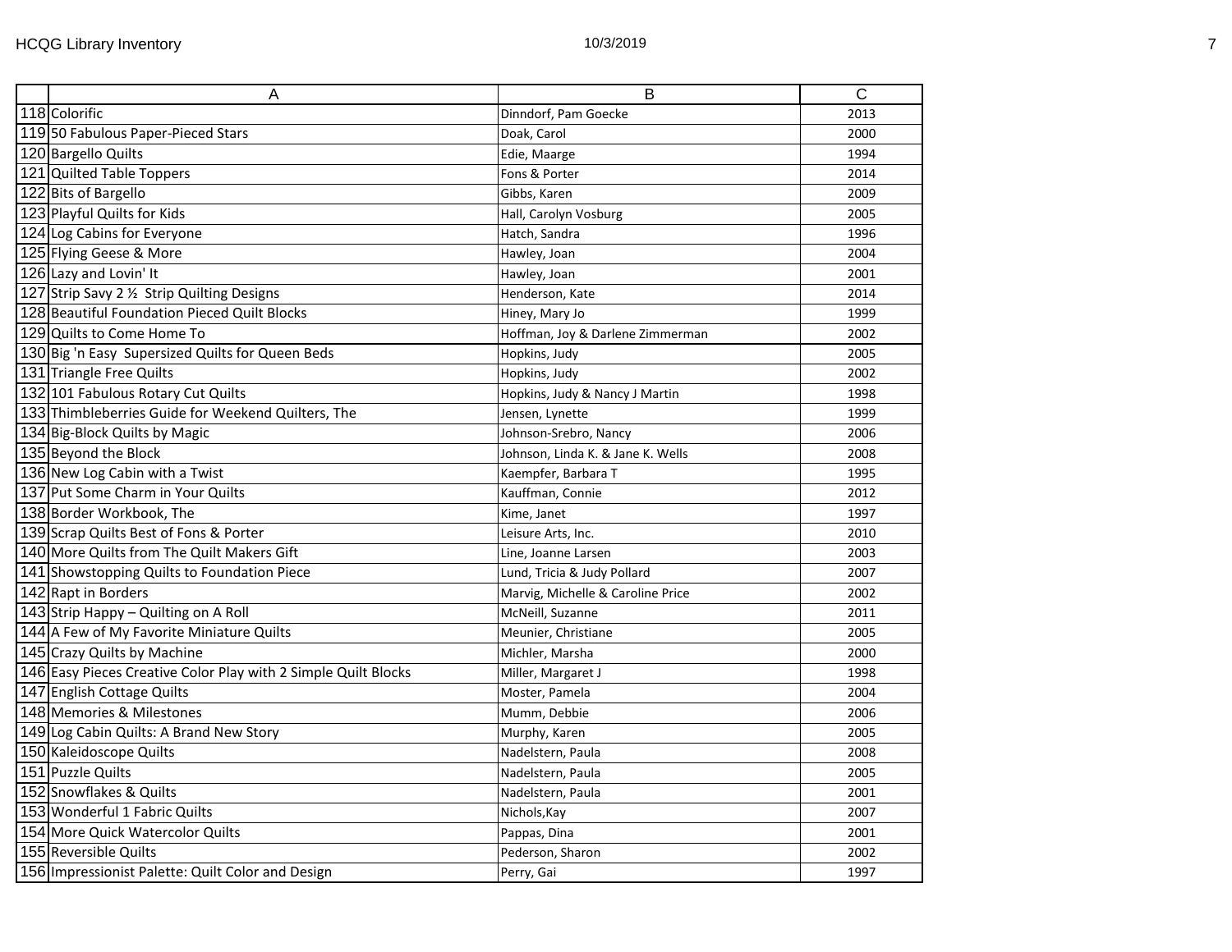| | A | B | C |
|---|---|---|---|
| 118 | Colorific | Dinndorf, Pam Goecke | 2013 |
| 119 | 50 Fabulous Paper-Pieced Stars | Doak, Carol | 2000 |
| 120 | Bargello Quilts | Edie, Maarge | 1994 |
| 121 | Quilted Table Toppers | Fons & Porter | 2014 |
| 122 | Bits of Bargello | Gibbs, Karen | 2009 |
| 123 | Playful Quilts for Kids | Hall, Carolyn Vosburg | 2005 |
| 124 | Log Cabins for Everyone | Hatch, Sandra | 1996 |
| 125 | Flying Geese & More | Hawley, Joan | 2004 |
| 126 | Lazy and Lovin' It | Hawley, Joan | 2001 |
| 127 | Strip Savy 2 ½ Strip Quilting Designs | Henderson, Kate | 2014 |
| 128 | Beautiful Foundation Pieced Quilt Blocks | Hiney, Mary Jo | 1999 |
| 129 | Quilts to Come Home To | Hoffman, Joy & Darlene Zimmerman | 2002 |
| 130 | Big 'n Easy Supersized Quilts for Queen Beds | Hopkins, Judy | 2005 |
| 131 | Triangle Free Quilts | Hopkins, Judy | 2002 |
| 132 | 101 Fabulous Rotary Cut Quilts | Hopkins, Judy & Nancy J Martin | 1998 |
| 133 | Thimbleberries Guide for Weekend Quilters, The | Jensen, Lynette | 1999 |
| 134 | Big-Block Quilts by Magic | Johnson-Srebro, Nancy | 2006 |
| 135 | Beyond the Block | Johnson, Linda K. & Jane K. Wells | 2008 |
| 136 | New Log Cabin with a Twist | Kaempfer, Barbara T | 1995 |
| 137 | Put Some Charm in Your Quilts | Kauffman, Connie | 2012 |
| 138 | Border Workbook, The | Kime, Janet | 1997 |
| 139 | Scrap Quilts Best of Fons & Porter | Leisure Arts, Inc. | 2010 |
| 140 | More Quilts from The Quilt Makers Gift | Line, Joanne Larsen | 2003 |
| 141 | Showstopping Quilts to Foundation Piece | Lund, Tricia & Judy Pollard | 2007 |
| 142 | Rapt in Borders | Marvig, Michelle & Caroline Price | 2002 |
| 143 | Strip Happy – Quilting on A Roll | McNeill, Suzanne | 2011 |
| 144 | A Few of My Favorite Miniature Quilts | Meunier, Christiane | 2005 |
| 145 | Crazy Quilts by Machine | Michler, Marsha | 2000 |
| 146 | Easy Pieces Creative Color Play with 2 Simple Quilt Blocks | Miller, Margaret J | 1998 |
| 147 | English Cottage Quilts | Moster, Pamela | 2004 |
| 148 | Memories & Milestones | Mumm, Debbie | 2006 |
| 149 | Log Cabin Quilts: A Brand New Story | Murphy, Karen | 2005 |
| 150 | Kaleidoscope Quilts | Nadelstern, Paula | 2008 |
| 151 | Puzzle Quilts | Nadelstern, Paula | 2005 |
| 152 | Snowflakes & Quilts | Nadelstern, Paula | 2001 |
| 153 | Wonderful 1 Fabric Quilts | Nichols,Kay | 2007 |
| 154 | More Quick Watercolor Quilts | Pappas, Dina | 2001 |
| 155 | Reversible Quilts | Pederson, Sharon | 2002 |
| 156 | Impressionist Palette: Quilt Color and Design | Perry, Gai | 1997 |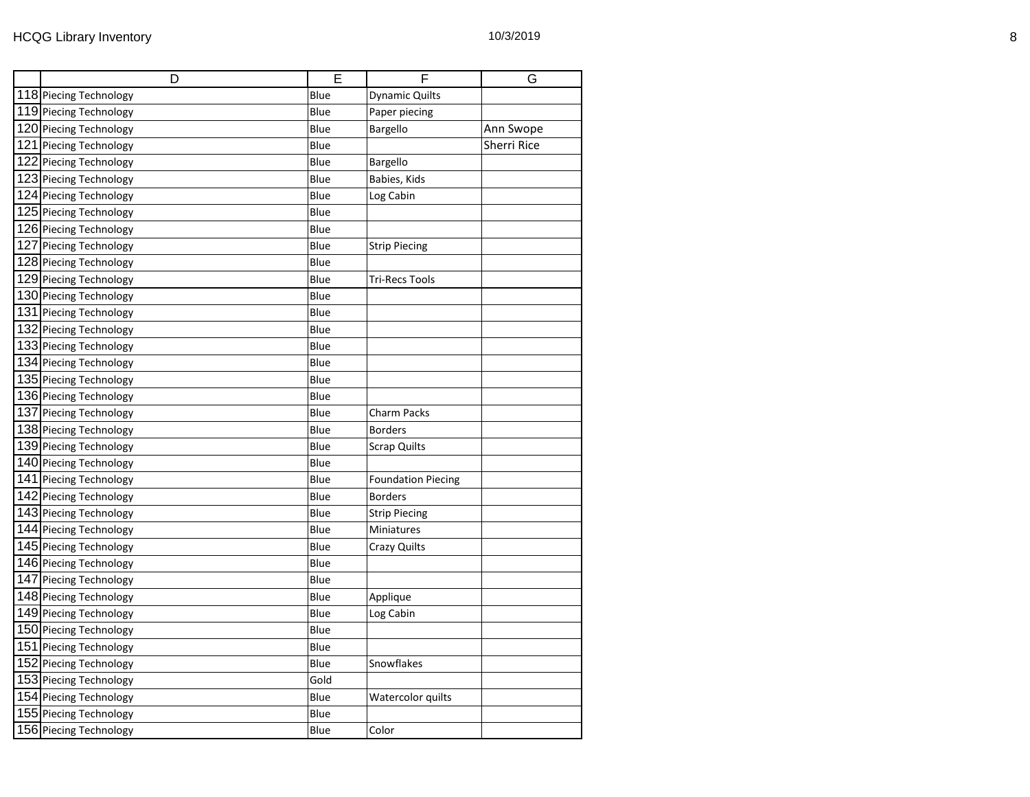| | D | E | F | G |
|---|---|---|---|---|
| 118 | Piecing Technology | Blue | Dynamic Quilts | |
| 119 | Piecing Technology | Blue | Paper piecing | |
| 120 | Piecing Technology | Blue | Bargello | Ann Swope |
| 121 | Piecing Technology | Blue | | Sherri Rice |
| 122 | Piecing Technology | Blue | Bargello | |
| 123 | Piecing Technology | Blue | Babies, Kids | |
| 124 | Piecing Technology | Blue | Log Cabin | |
| 125 | Piecing Technology | Blue | | |
| 126 | Piecing Technology | Blue | | |
| 127 | Piecing Technology | Blue | Strip Piecing | |
| 128 | Piecing Technology | Blue | | |
| 129 | Piecing Technology | Blue | Tri-Recs Tools | |
| 130 | Piecing Technology | Blue | | |
| 131 | Piecing Technology | Blue | | |
| 132 | Piecing Technology | Blue | | |
| 133 | Piecing Technology | Blue | | |
| 134 | Piecing Technology | Blue | | |
| 135 | Piecing Technology | Blue | | |
| 136 | Piecing Technology | Blue | | |
| 137 | Piecing Technology | Blue | Charm Packs | |
| 138 | Piecing Technology | Blue | Borders | |
| 139 | Piecing Technology | Blue | Scrap Quilts | |
| 140 | Piecing Technology | Blue | | |
| 141 | Piecing Technology | Blue | Foundation Piecing | |
| 142 | Piecing Technology | Blue | Borders | |
| 143 | Piecing Technology | Blue | Strip Piecing | |
| 144 | Piecing Technology | Blue | Miniatures | |
| 145 | Piecing Technology | Blue | Crazy Quilts | |
| 146 | Piecing Technology | Blue | | |
| 147 | Piecing Technology | Blue | | |
| 148 | Piecing Technology | Blue | Applique | |
| 149 | Piecing Technology | Blue | Log Cabin | |
| 150 | Piecing Technology | Blue | | |
| 151 | Piecing Technology | Blue | | |
| 152 | Piecing Technology | Blue | Snowflakes | |
| 153 | Piecing Technology | Gold | | |
| 154 | Piecing Technology | Blue | Watercolor quilts | |
| 155 | Piecing Technology | Blue | | |
| 156 | Piecing Technology | Blue | Color | |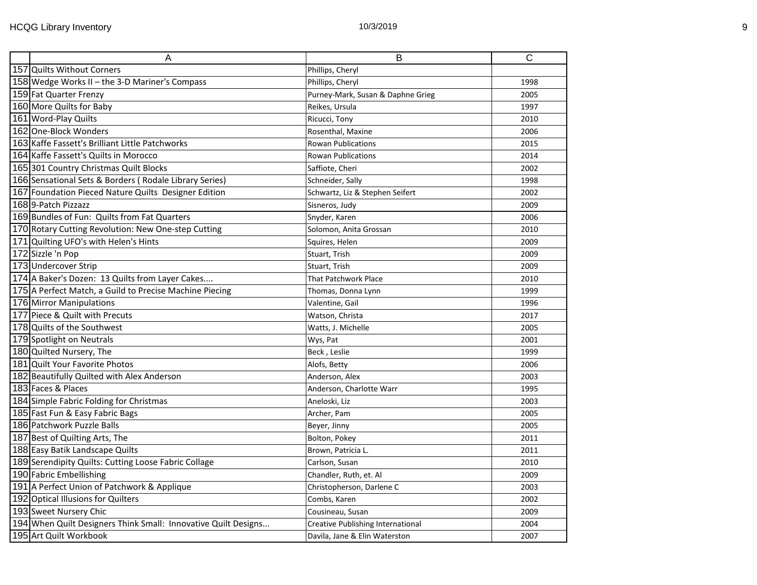| | A | B | C |
|---|---|---|---|
| 157 | Quilts Without Corners | Phillips, Cheryl | |
| 158 | Wedge Works II – the 3-D Mariner's Compass | Phillips, Cheryl | 1998 |
| 159 | Fat Quarter Frenzy | Purney-Mark, Susan & Daphne Grieg | 2005 |
| 160 | More Quilts for Baby | Reikes, Ursula | 1997 |
| 161 | Word-Play Quilts | Ricucci, Tony | 2010 |
| 162 | One-Block Wonders | Rosenthal, Maxine | 2006 |
| 163 | Kaffe Fassett's Brilliant Little Patchworks | Rowan Publications | 2015 |
| 164 | Kaffe Fassett's Quilts in Morocco | Rowan Publications | 2014 |
| 165 | 301 Country Christmas Quilt Blocks | Saffiote, Cheri | 2002 |
| 166 | Sensational Sets & Borders ( Rodale Library Series) | Schneider, Sally | 1998 |
| 167 | Foundation Pieced Nature Quilts Designer Edition | Schwartz, Liz & Stephen Seifert | 2002 |
| 168 | 9-Patch Pizzazz | Sisneros, Judy | 2009 |
| 169 | Bundles of Fun: Quilts from Fat Quarters | Snyder, Karen | 2006 |
| 170 | Rotary Cutting Revolution: New One-step Cutting | Solomon, Anita Grossan | 2010 |
| 171 | Quilting UFO's with Helen's Hints | Squires, Helen | 2009 |
| 172 | Sizzle 'n Pop | Stuart, Trish | 2009 |
| 173 | Undercover Strip | Stuart, Trish | 2009 |
| 174 | A Baker's Dozen: 13 Quilts from Layer Cakes.... | That Patchwork Place | 2010 |
| 175 | A Perfect Match, a Guild to Precise Machine Piecing | Thomas, Donna Lynn | 1999 |
| 176 | Mirror Manipulations | Valentine, Gail | 1996 |
| 177 | Piece & Quilt with Precuts | Watson, Christa | 2017 |
| 178 | Quilts of the Southwest | Watts, J. Michelle | 2005 |
| 179 | Spotlight on Neutrals | Wys, Pat | 2001 |
| 180 | Quilted Nursery, The | Beck , Leslie | 1999 |
| 181 | Quilt Your Favorite Photos | Alofs, Betty | 2006 |
| 182 | Beautifully Quilted with Alex Anderson | Anderson, Alex | 2003 |
| 183 | Faces & Places | Anderson, Charlotte Warr | 1995 |
| 184 | Simple Fabric Folding for Christmas | Aneloski, Liz | 2003 |
| 185 | Fast Fun & Easy Fabric Bags | Archer, Pam | 2005 |
| 186 | Patchwork Puzzle Balls | Beyer, Jinny | 2005 |
| 187 | Best of Quilting Arts, The | Bolton, Pokey | 2011 |
| 188 | Easy Batik Landscape Quilts | Brown, Patricia L. | 2011 |
| 189 | Serendipity Quilts: Cutting Loose Fabric Collage | Carlson, Susan | 2010 |
| 190 | Fabric Embellishing | Chandler, Ruth, et. Al | 2009 |
| 191 | A Perfect Union of Patchwork & Applique | Christopherson, Darlene C | 2003 |
| 192 | Optical Illusions for Quilters | Combs, Karen | 2002 |
| 193 | Sweet Nursery Chic | Cousineau, Susan | 2009 |
| 194 | When Quilt Designers Think Small: Innovative Quilt Designs... | Creative Publishing International | 2004 |
| 195 | Art Quilt Workbook | Davila, Jane & Elin Waterston | 2007 |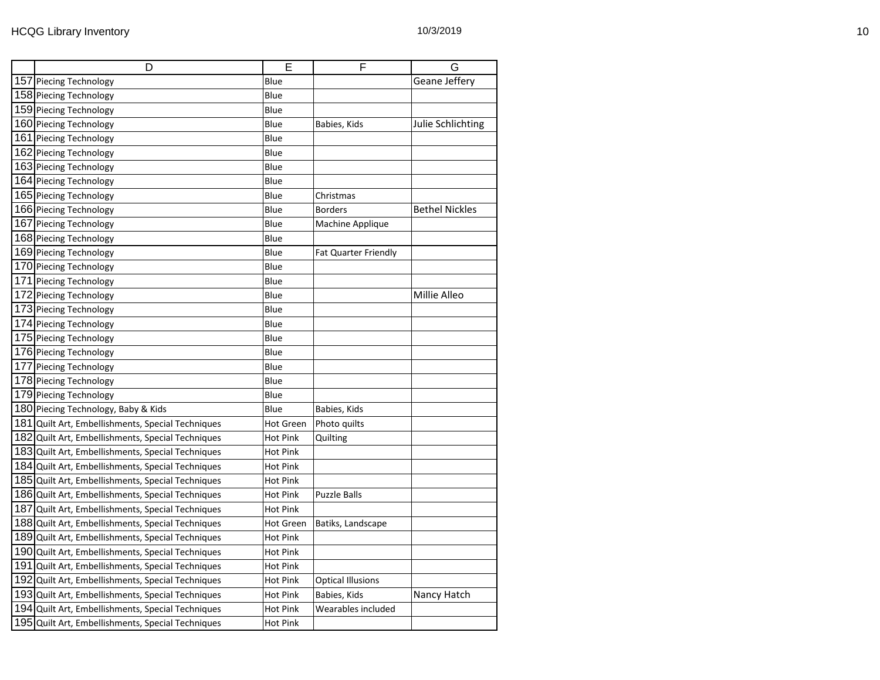| | D | E | F | G |
|---|---|---|---|---|
| 157 | Piecing Technology | Blue | | Geane Jeffery |
| 158 | Piecing Technology | Blue | | |
| 159 | Piecing Technology | Blue | | |
| 160 | Piecing Technology | Blue | Babies, Kids | Julie Schlichting |
| 161 | Piecing Technology | Blue | | |
| 162 | Piecing Technology | Blue | | |
| 163 | Piecing Technology | Blue | | |
| 164 | Piecing Technology | Blue | | |
| 165 | Piecing Technology | Blue | Christmas | |
| 166 | Piecing Technology | Blue | Borders | Bethel Nickles |
| 167 | Piecing Technology | Blue | Machine Applique | |
| 168 | Piecing Technology | Blue | | |
| 169 | Piecing Technology | Blue | Fat Quarter Friendly | |
| 170 | Piecing Technology | Blue | | |
| 171 | Piecing Technology | Blue | | |
| 172 | Piecing Technology | Blue | | Millie Alleo |
| 173 | Piecing Technology | Blue | | |
| 174 | Piecing Technology | Blue | | |
| 175 | Piecing Technology | Blue | | |
| 176 | Piecing Technology | Blue | | |
| 177 | Piecing Technology | Blue | | |
| 178 | Piecing Technology | Blue | | |
| 179 | Piecing Technology | Blue | | |
| 180 | Piecing Technology, Baby & Kids | Blue | Babies, Kids | |
| 181 | Quilt Art, Embellishments, Special Techniques | Hot Green | Photo quilts | |
| 182 | Quilt Art, Embellishments, Special Techniques | Hot Pink | Quilting | |
| 183 | Quilt Art, Embellishments, Special Techniques | Hot Pink | | |
| 184 | Quilt Art, Embellishments, Special Techniques | Hot Pink | | |
| 185 | Quilt Art, Embellishments, Special Techniques | Hot Pink | | |
| 186 | Quilt Art, Embellishments, Special Techniques | Hot Pink | Puzzle Balls | |
| 187 | Quilt Art, Embellishments, Special Techniques | Hot Pink | | |
| 188 | Quilt Art, Embellishments, Special Techniques | Hot Green | Batiks, Landscape | |
| 189 | Quilt Art, Embellishments, Special Techniques | Hot Pink | | |
| 190 | Quilt Art, Embellishments, Special Techniques | Hot Pink | | |
| 191 | Quilt Art, Embellishments, Special Techniques | Hot Pink | | |
| 192 | Quilt Art, Embellishments, Special Techniques | Hot Pink | Optical Illusions | |
| 193 | Quilt Art, Embellishments, Special Techniques | Hot Pink | Babies, Kids | Nancy Hatch |
| 194 | Quilt Art, Embellishments, Special Techniques | Hot Pink | Wearables included | |
| 195 | Quilt Art, Embellishments, Special Techniques | Hot Pink | | |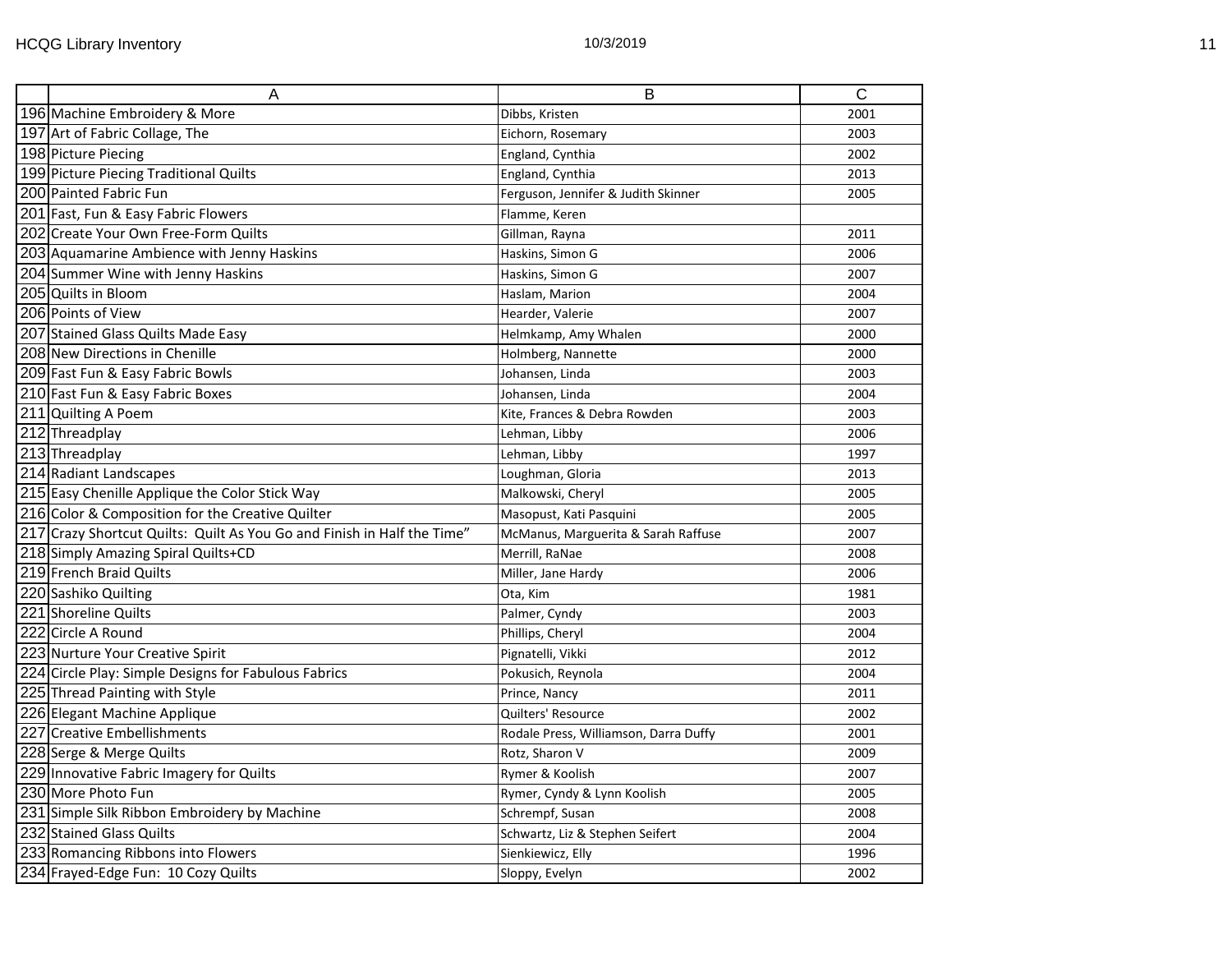| | A | B | C |
|---|---|---|---|
| 196 | Machine Embroidery & More | Dibbs, Kristen | 2001 |
| 197 | Art of Fabric Collage, The | Eichorn, Rosemary | 2003 |
| 198 | Picture Piecing | England, Cynthia | 2002 |
| 199 | Picture Piecing Traditional Quilts | England, Cynthia | 2013 |
| 200 | Painted Fabric Fun | Ferguson, Jennifer & Judith Skinner | 2005 |
| 201 | Fast, Fun & Easy Fabric Flowers | Flamme, Keren | |
| 202 | Create Your Own Free-Form Quilts | Gillman, Rayna | 2011 |
| 203 | Aquamarine Ambience with Jenny Haskins | Haskins, Simon G | 2006 |
| 204 | Summer Wine with Jenny Haskins | Haskins, Simon G | 2007 |
| 205 | Quilts in Bloom | Haslam, Marion | 2004 |
| 206 | Points of View | Hearder, Valerie | 2007 |
| 207 | Stained Glass Quilts Made Easy | Helmkamp, Amy Whalen | 2000 |
| 208 | New Directions in Chenille | Holmberg, Nannette | 2000 |
| 209 | Fast Fun & Easy Fabric Bowls | Johansen, Linda | 2003 |
| 210 | Fast Fun & Easy Fabric Boxes | Johansen, Linda | 2004 |
| 211 | Quilting A Poem | Kite, Frances & Debra Rowden | 2003 |
| 212 | Threadplay | Lehman, Libby | 2006 |
| 213 | Threadplay | Lehman, Libby | 1997 |
| 214 | Radiant Landscapes | Loughman, Gloria | 2013 |
| 215 | Easy Chenille Applique the Color Stick Way | Malkowski, Cheryl | 2005 |
| 216 | Color & Composition for the Creative Quilter | Masopust, Kati Pasquini | 2005 |
| 217 | Crazy Shortcut Quilts: Quilt As You Go and Finish in Half the Time" | McManus, Marguerita & Sarah Raffuse | 2007 |
| 218 | Simply Amazing Spiral Quilts+CD | Merrill, RaNae | 2008 |
| 219 | French Braid Quilts | Miller, Jane Hardy | 2006 |
| 220 | Sashiko Quilting | Ota, Kim | 1981 |
| 221 | Shoreline Quilts | Palmer, Cyndy | 2003 |
| 222 | Circle A Round | Phillips, Cheryl | 2004 |
| 223 | Nurture Your Creative Spirit | Pignatelli, Vikki | 2012 |
| 224 | Circle Play: Simple Designs for Fabulous Fabrics | Pokusich, Reynola | 2004 |
| 225 | Thread Painting with Style | Prince, Nancy | 2011 |
| 226 | Elegant Machine Applique | Quilters' Resource | 2002 |
| 227 | Creative Embellishments | Rodale Press, Williamson, Darra Duffy | 2001 |
| 228 | Serge & Merge Quilts | Rotz, Sharon V | 2009 |
| 229 | Innovative Fabric Imagery for Quilts | Rymer & Koolish | 2007 |
| 230 | More Photo Fun | Rymer, Cyndy & Lynn Koolish | 2005 |
| 231 | Simple Silk Ribbon Embroidery by Machine | Schrempf, Susan | 2008 |
| 232 | Stained Glass Quilts | Schwartz, Liz & Stephen Seifert | 2004 |
| 233 | Romancing Ribbons into Flowers | Sienkiewicz, Elly | 1996 |
| 234 | Frayed-Edge Fun: 10 Cozy Quilts | Sloppy, Evelyn | 2002 |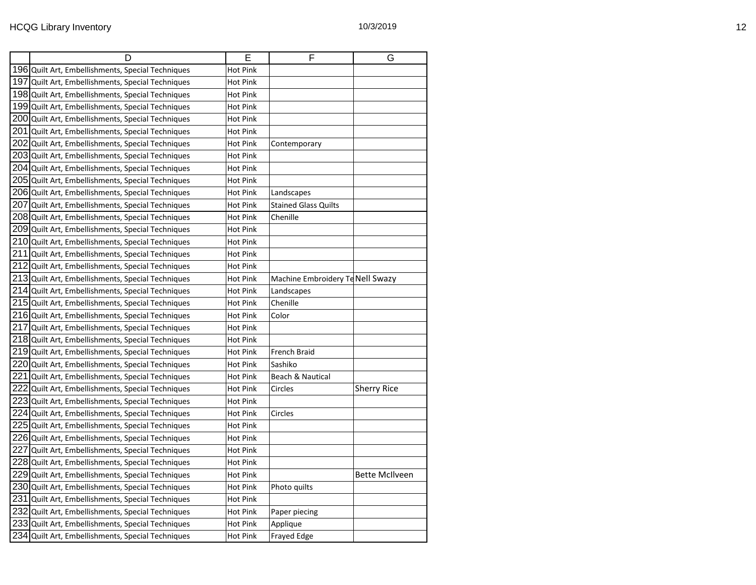| | D | E | F | G |
|---|---|---|---|---|
| 196 | Quilt Art, Embellishments, Special Techniques | Hot Pink | | |
| 197 | Quilt Art, Embellishments, Special Techniques | Hot Pink | | |
| 198 | Quilt Art, Embellishments, Special Techniques | Hot Pink | | |
| 199 | Quilt Art, Embellishments, Special Techniques | Hot Pink | | |
| 200 | Quilt Art, Embellishments, Special Techniques | Hot Pink | | |
| 201 | Quilt Art, Embellishments, Special Techniques | Hot Pink | | |
| 202 | Quilt Art, Embellishments, Special Techniques | Hot Pink | Contemporary | |
| 203 | Quilt Art, Embellishments, Special Techniques | Hot Pink | | |
| 204 | Quilt Art, Embellishments, Special Techniques | Hot Pink | | |
| 205 | Quilt Art, Embellishments, Special Techniques | Hot Pink | | |
| 206 | Quilt Art, Embellishments, Special Techniques | Hot Pink | Landscapes | |
| 207 | Quilt Art, Embellishments, Special Techniques | Hot Pink | Stained Glass Quilts | |
| 208 | Quilt Art, Embellishments, Special Techniques | Hot Pink | Chenille | |
| 209 | Quilt Art, Embellishments, Special Techniques | Hot Pink | | |
| 210 | Quilt Art, Embellishments, Special Techniques | Hot Pink | | |
| 211 | Quilt Art, Embellishments, Special Techniques | Hot Pink | | |
| 212 | Quilt Art, Embellishments, Special Techniques | Hot Pink | | |
| 213 | Quilt Art, Embellishments, Special Techniques | Hot Pink | Machine Embroidery Te | Nell Swazy |
| 214 | Quilt Art, Embellishments, Special Techniques | Hot Pink | Landscapes | |
| 215 | Quilt Art, Embellishments, Special Techniques | Hot Pink | Chenille | |
| 216 | Quilt Art, Embellishments, Special Techniques | Hot Pink | Color | |
| 217 | Quilt Art, Embellishments, Special Techniques | Hot Pink | | |
| 218 | Quilt Art, Embellishments, Special Techniques | Hot Pink | | |
| 219 | Quilt Art, Embellishments, Special Techniques | Hot Pink | French Braid | |
| 220 | Quilt Art, Embellishments, Special Techniques | Hot Pink | Sashiko | |
| 221 | Quilt Art, Embellishments, Special Techniques | Hot Pink | Beach & Nautical | |
| 222 | Quilt Art, Embellishments, Special Techniques | Hot Pink | Circles | Sherry Rice |
| 223 | Quilt Art, Embellishments, Special Techniques | Hot Pink | | |
| 224 | Quilt Art, Embellishments, Special Techniques | Hot Pink | Circles | |
| 225 | Quilt Art, Embellishments, Special Techniques | Hot Pink | | |
| 226 | Quilt Art, Embellishments, Special Techniques | Hot Pink | | |
| 227 | Quilt Art, Embellishments, Special Techniques | Hot Pink | | |
| 228 | Quilt Art, Embellishments, Special Techniques | Hot Pink | | |
| 229 | Quilt Art, Embellishments, Special Techniques | Hot Pink | | Bette McIlveen |
| 230 | Quilt Art, Embellishments, Special Techniques | Hot Pink | Photo quilts | |
| 231 | Quilt Art, Embellishments, Special Techniques | Hot Pink | | |
| 232 | Quilt Art, Embellishments, Special Techniques | Hot Pink | Paper piecing | |
| 233 | Quilt Art, Embellishments, Special Techniques | Hot Pink | Applique | |
| 234 | Quilt Art, Embellishments, Special Techniques | Hot Pink | Frayed Edge | |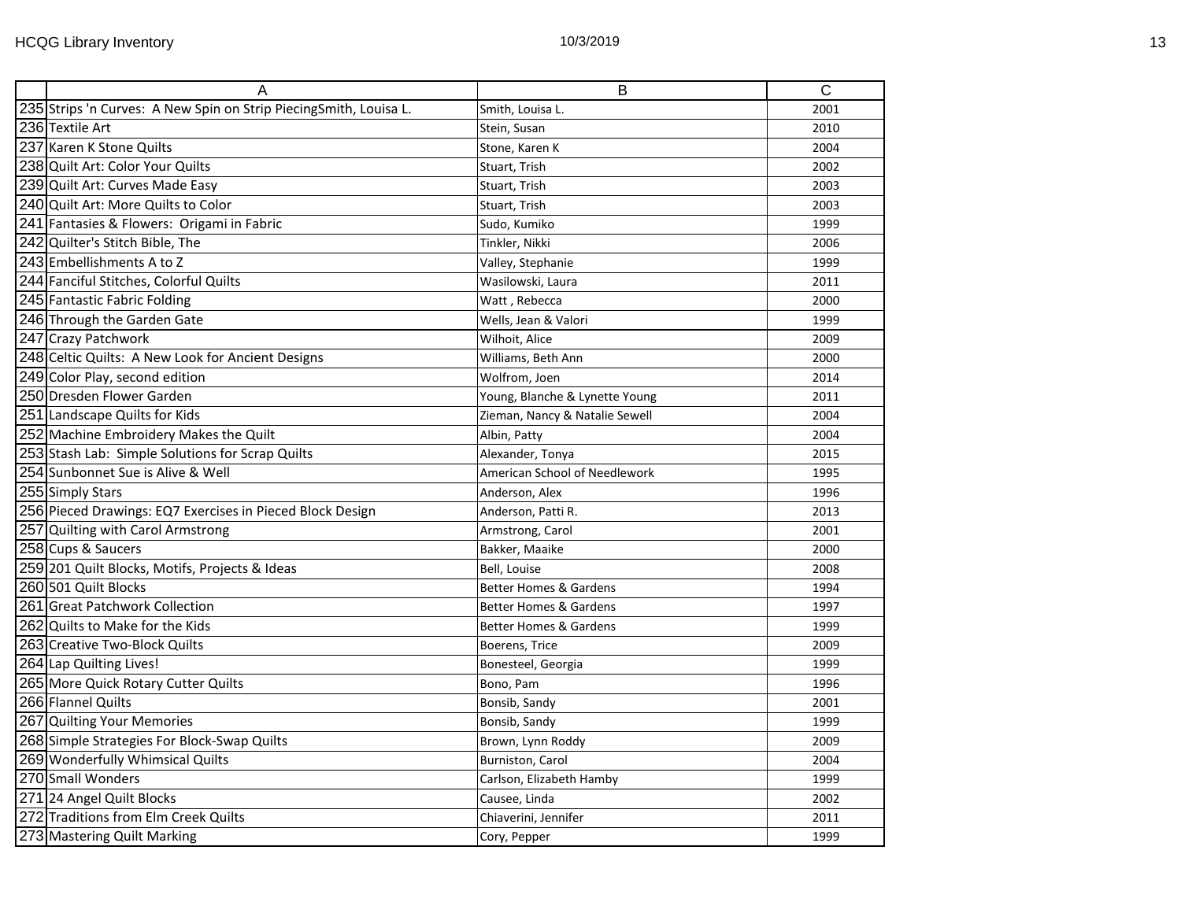| | A | B | C |
|---|---|---|---|
| 235 | Strips 'n Curves: A New Spin on Strip PiecingSmith, Louisa L. | Smith, Louisa L. | 2001 |
| 236 | Textile Art | Stein, Susan | 2010 |
| 237 | Karen K Stone Quilts | Stone, Karen K | 2004 |
| 238 | Quilt Art: Color Your Quilts | Stuart, Trish | 2002 |
| 239 | Quilt Art: Curves Made Easy | Stuart, Trish | 2003 |
| 240 | Quilt Art: More Quilts to Color | Stuart, Trish | 2003 |
| 241 | Fantasies & Flowers: Origami in Fabric | Sudo, Kumiko | 1999 |
| 242 | Quilter's Stitch Bible, The | Tinkler, Nikki | 2006 |
| 243 | Embellishments A to Z | Valley, Stephanie | 1999 |
| 244 | Fanciful Stitches, Colorful Quilts | Wasilowski, Laura | 2011 |
| 245 | Fantastic Fabric Folding | Watt , Rebecca | 2000 |
| 246 | Through the Garden Gate | Wells, Jean & Valori | 1999 |
| 247 | Crazy Patchwork | Wilhoit, Alice | 2009 |
| 248 | Celtic Quilts: A New Look for Ancient Designs | Williams, Beth Ann | 2000 |
| 249 | Color Play, second edition | Wolfrom, Joen | 2014 |
| 250 | Dresden Flower Garden | Young, Blanche & Lynette Young | 2011 |
| 251 | Landscape Quilts for Kids | Zieman, Nancy & Natalie Sewell | 2004 |
| 252 | Machine Embroidery Makes the Quilt | Albin, Patty | 2004 |
| 253 | Stash Lab: Simple Solutions for Scrap Quilts | Alexander, Tonya | 2015 |
| 254 | Sunbonnet Sue is Alive & Well | American School of Needlework | 1995 |
| 255 | Simply Stars | Anderson, Alex | 1996 |
| 256 | Pieced Drawings: EQ7 Exercises in Pieced Block Design | Anderson, Patti R. | 2013 |
| 257 | Quilting with Carol Armstrong | Armstrong, Carol | 2001 |
| 258 | Cups & Saucers | Bakker, Maaike | 2000 |
| 259 | 201 Quilt Blocks, Motifs, Projects & Ideas | Bell, Louise | 2008 |
| 260 | 501 Quilt Blocks | Better Homes & Gardens | 1994 |
| 261 | Great Patchwork Collection | Better Homes & Gardens | 1997 |
| 262 | Quilts to Make for the Kids | Better Homes & Gardens | 1999 |
| 263 | Creative Two-Block Quilts | Boerens, Trice | 2009 |
| 264 | Lap Quilting Lives! | Bonesteel, Georgia | 1999 |
| 265 | More Quick Rotary Cutter Quilts | Bono, Pam | 1996 |
| 266 | Flannel Quilts | Bonsib, Sandy | 2001 |
| 267 | Quilting Your Memories | Bonsib, Sandy | 1999 |
| 268 | Simple Strategies For Block-Swap Quilts | Brown, Lynn Roddy | 2009 |
| 269 | Wonderfully Whimsical Quilts | Burniston, Carol | 2004 |
| 270 | Small Wonders | Carlson, Elizabeth Hamby | 1999 |
| 271 | 24 Angel Quilt Blocks | Causee, Linda | 2002 |
| 272 | Traditions from Elm Creek Quilts | Chiaverini, Jennifer | 2011 |
| 273 | Mastering Quilt Marking | Cory, Pepper | 1999 |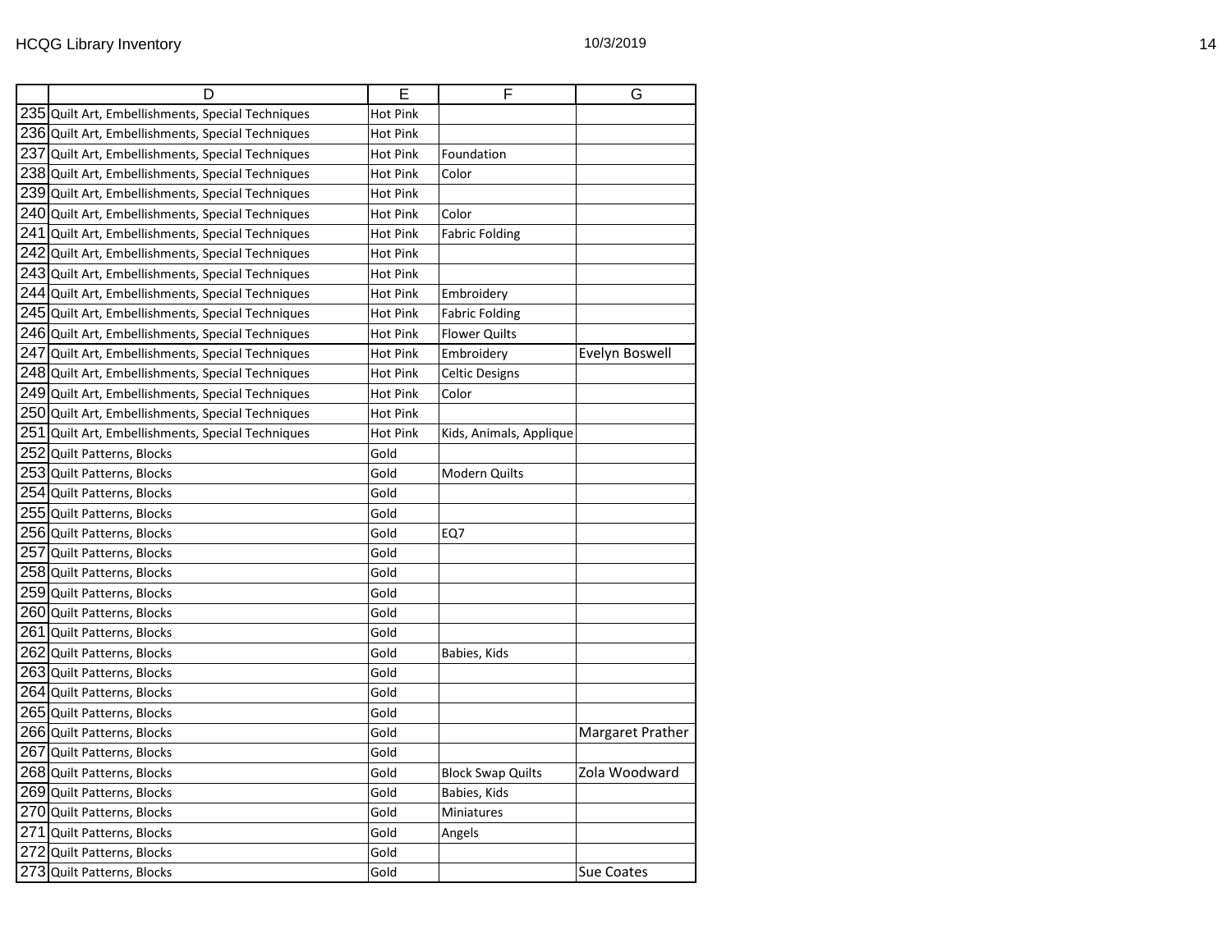| | D | E | F | G |
|---|---|---|---|---|
| 235 | Quilt Art, Embellishments, Special Techniques | Hot Pink | | |
| 236 | Quilt Art, Embellishments, Special Techniques | Hot Pink | | |
| 237 | Quilt Art, Embellishments, Special Techniques | Hot Pink | Foundation | |
| 238 | Quilt Art, Embellishments, Special Techniques | Hot Pink | Color | |
| 239 | Quilt Art, Embellishments, Special Techniques | Hot Pink | | |
| 240 | Quilt Art, Embellishments, Special Techniques | Hot Pink | Color | |
| 241 | Quilt Art, Embellishments, Special Techniques | Hot Pink | Fabric Folding | |
| 242 | Quilt Art, Embellishments, Special Techniques | Hot Pink | | |
| 243 | Quilt Art, Embellishments, Special Techniques | Hot Pink | | |
| 244 | Quilt Art, Embellishments, Special Techniques | Hot Pink | Embroidery | |
| 245 | Quilt Art, Embellishments, Special Techniques | Hot Pink | Fabric Folding | |
| 246 | Quilt Art, Embellishments, Special Techniques | Hot Pink | Flower Quilts | |
| 247 | Quilt Art, Embellishments, Special Techniques | Hot Pink | Embroidery | Evelyn Boswell |
| 248 | Quilt Art, Embellishments, Special Techniques | Hot Pink | Celtic Designs | |
| 249 | Quilt Art, Embellishments, Special Techniques | Hot Pink | Color | |
| 250 | Quilt Art, Embellishments, Special Techniques | Hot Pink | | |
| 251 | Quilt Art, Embellishments, Special Techniques | Hot Pink | Kids, Animals, Applique | |
| 252 | Quilt Patterns, Blocks | Gold | | |
| 253 | Quilt Patterns, Blocks | Gold | Modern Quilts | |
| 254 | Quilt Patterns, Blocks | Gold | | |
| 255 | Quilt Patterns, Blocks | Gold | | |
| 256 | Quilt Patterns, Blocks | Gold | EQ7 | |
| 257 | Quilt Patterns, Blocks | Gold | | |
| 258 | Quilt Patterns, Blocks | Gold | | |
| 259 | Quilt Patterns, Blocks | Gold | | |
| 260 | Quilt Patterns, Blocks | Gold | | |
| 261 | Quilt Patterns, Blocks | Gold | | |
| 262 | Quilt Patterns, Blocks | Gold | Babies, Kids | |
| 263 | Quilt Patterns, Blocks | Gold | | |
| 264 | Quilt Patterns, Blocks | Gold | | |
| 265 | Quilt Patterns, Blocks | Gold | | |
| 266 | Quilt Patterns, Blocks | Gold | | Margaret Prather |
| 267 | Quilt Patterns, Blocks | Gold | | |
| 268 | Quilt Patterns, Blocks | Gold | Block Swap Quilts | Zola Woodward |
| 269 | Quilt Patterns, Blocks | Gold | Babies, Kids | |
| 270 | Quilt Patterns, Blocks | Gold | Miniatures | |
| 271 | Quilt Patterns, Blocks | Gold | Angels | |
| 272 | Quilt Patterns, Blocks | Gold | | |
| 273 | Quilt Patterns, Blocks | Gold | | Sue Coates |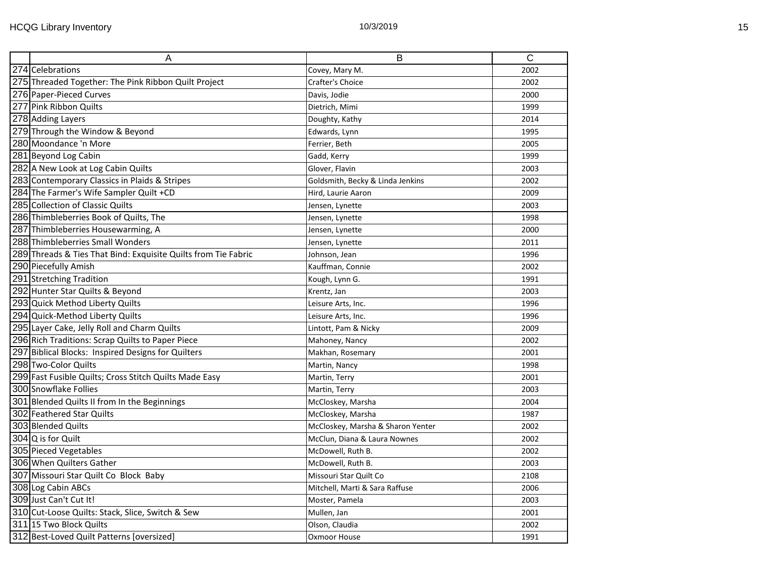| | A | B | C |
|---|---|---|---|
| 274 | Celebrations | Covey, Mary M. | 2002 |
| 275 | Threaded Together: The Pink Ribbon Quilt Project | Crafter's Choice | 2002 |
| 276 | Paper-Pieced Curves | Davis, Jodie | 2000 |
| 277 | Pink Ribbon Quilts | Dietrich, Mimi | 1999 |
| 278 | Adding Layers | Doughty, Kathy | 2014 |
| 279 | Through the Window & Beyond | Edwards, Lynn | 1995 |
| 280 | Moondance 'n More | Ferrier, Beth | 2005 |
| 281 | Beyond Log Cabin | Gadd, Kerry | 1999 |
| 282 | A New Look at Log Cabin Quilts | Glover, Flavin | 2003 |
| 283 | Contemporary Classics in Plaids & Stripes | Goldsmith, Becky & Linda Jenkins | 2002 |
| 284 | The Farmer's Wife Sampler Quilt +CD | Hird, Laurie Aaron | 2009 |
| 285 | Collection of Classic Quilts | Jensen, Lynette | 2003 |
| 286 | Thimbleberries Book of Quilts, The | Jensen, Lynette | 1998 |
| 287 | Thimbleberries Housewarming, A | Jensen, Lynette | 2000 |
| 288 | Thimbleberries Small Wonders | Jensen, Lynette | 2011 |
| 289 | Threads & Ties That Bind: Exquisite Quilts from Tie Fabric | Johnson, Jean | 1996 |
| 290 | Piecefully Amish | Kauffman, Connie | 2002 |
| 291 | Stretching Tradition | Kough, Lynn G. | 1991 |
| 292 | Hunter Star Quilts & Beyond | Krentz, Jan | 2003 |
| 293 | Quick Method Liberty Quilts | Leisure Arts, Inc. | 1996 |
| 294 | Quick-Method Liberty Quilts | Leisure Arts, Inc. | 1996 |
| 295 | Layer Cake, Jelly Roll and Charm Quilts | Lintott, Pam & Nicky | 2009 |
| 296 | Rich Traditions: Scrap Quilts to Paper Piece | Mahoney, Nancy | 2002 |
| 297 | Biblical Blocks: Inspired Designs for Quilters | Makhan, Rosemary | 2001 |
| 298 | Two-Color Quilts | Martin, Nancy | 1998 |
| 299 | Fast Fusible Quilts; Cross Stitch Quilts Made Easy | Martin, Terry | 2001 |
| 300 | Snowflake Follies | Martin, Terry | 2003 |
| 301 | Blended Quilts II from In the Beginnings | McCloskey, Marsha | 2004 |
| 302 | Feathered Star Quilts | McCloskey, Marsha | 1987 |
| 303 | Blended Quilts | McCloskey, Marsha & Sharon Yenter | 2002 |
| 304 | Q is for Quilt | McClun, Diana & Laura Nownes | 2002 |
| 305 | Pieced Vegetables | McDowell, Ruth B. | 2002 |
| 306 | When Quilters Gather | McDowell, Ruth B. | 2003 |
| 307 | Missouri Star Quilt Co Block Baby | Missouri Star Quilt Co | 2108 |
| 308 | Log Cabin ABCs | Mitchell, Marti & Sara Raffuse | 2006 |
| 309 | Just Can't Cut It! | Moster, Pamela | 2003 |
| 310 | Cut-Loose Quilts: Stack, Slice, Switch & Sew | Mullen, Jan | 2001 |
| 311 | 15 Two Block Quilts | Olson, Claudia | 2002 |
| 312 | Best-Loved Quilt Patterns [oversized] | Oxmoor House | 1991 |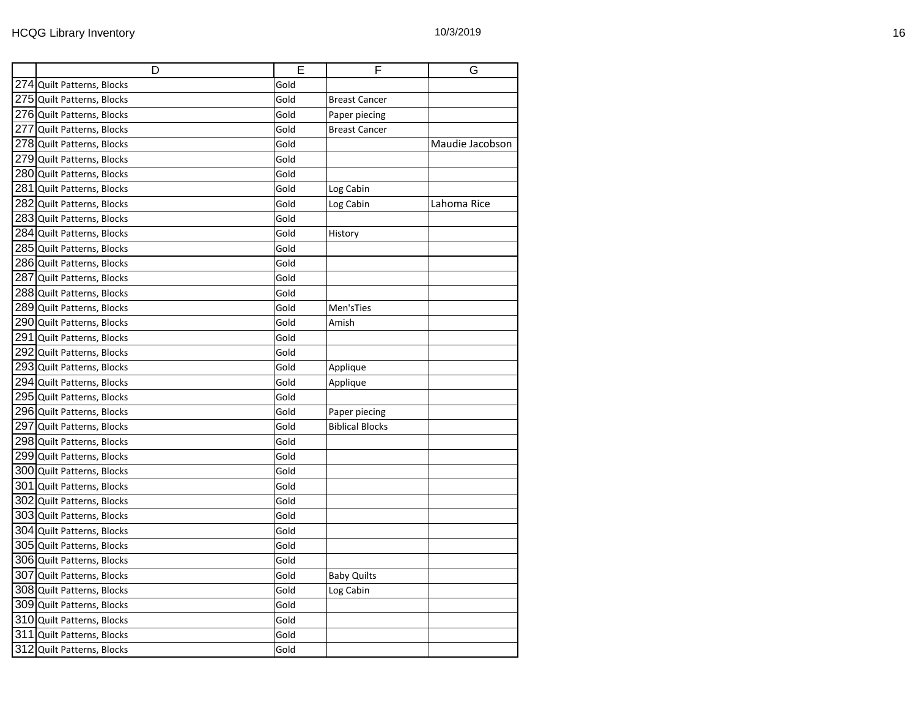| | D | E | F | G |
|---|---|---|---|---|
| 274 | Quilt Patterns, Blocks | Gold | | |
| 275 | Quilt Patterns, Blocks | Gold | Breast Cancer | |
| 276 | Quilt Patterns, Blocks | Gold | Paper piecing | |
| 277 | Quilt Patterns, Blocks | Gold | Breast Cancer | |
| 278 | Quilt Patterns, Blocks | Gold | | Maudie Jacobson |
| 279 | Quilt Patterns, Blocks | Gold | | |
| 280 | Quilt Patterns, Blocks | Gold | | |
| 281 | Quilt Patterns, Blocks | Gold | Log Cabin | |
| 282 | Quilt Patterns, Blocks | Gold | Log Cabin | Lahoma Rice |
| 283 | Quilt Patterns, Blocks | Gold | | |
| 284 | Quilt Patterns, Blocks | Gold | History | |
| 285 | Quilt Patterns, Blocks | Gold | | |
| 286 | Quilt Patterns, Blocks | Gold | | |
| 287 | Quilt Patterns, Blocks | Gold | | |
| 288 | Quilt Patterns, Blocks | Gold | | |
| 289 | Quilt Patterns, Blocks | Gold | Men'sTies | |
| 290 | Quilt Patterns, Blocks | Gold | Amish | |
| 291 | Quilt Patterns, Blocks | Gold | | |
| 292 | Quilt Patterns, Blocks | Gold | | |
| 293 | Quilt Patterns, Blocks | Gold | Applique | |
| 294 | Quilt Patterns, Blocks | Gold | Applique | |
| 295 | Quilt Patterns, Blocks | Gold | | |
| 296 | Quilt Patterns, Blocks | Gold | Paper piecing | |
| 297 | Quilt Patterns, Blocks | Gold | Biblical Blocks | |
| 298 | Quilt Patterns, Blocks | Gold | | |
| 299 | Quilt Patterns, Blocks | Gold | | |
| 300 | Quilt Patterns, Blocks | Gold | | |
| 301 | Quilt Patterns, Blocks | Gold | | |
| 302 | Quilt Patterns, Blocks | Gold | | |
| 303 | Quilt Patterns, Blocks | Gold | | |
| 304 | Quilt Patterns, Blocks | Gold | | |
| 305 | Quilt Patterns, Blocks | Gold | | |
| 306 | Quilt Patterns, Blocks | Gold | | |
| 307 | Quilt Patterns, Blocks | Gold | Baby Quilts | |
| 308 | Quilt Patterns, Blocks | Gold | Log Cabin | |
| 309 | Quilt Patterns, Blocks | Gold | | |
| 310 | Quilt Patterns, Blocks | Gold | | |
| 311 | Quilt Patterns, Blocks | Gold | | |
| 312 | Quilt Patterns, Blocks | Gold | | |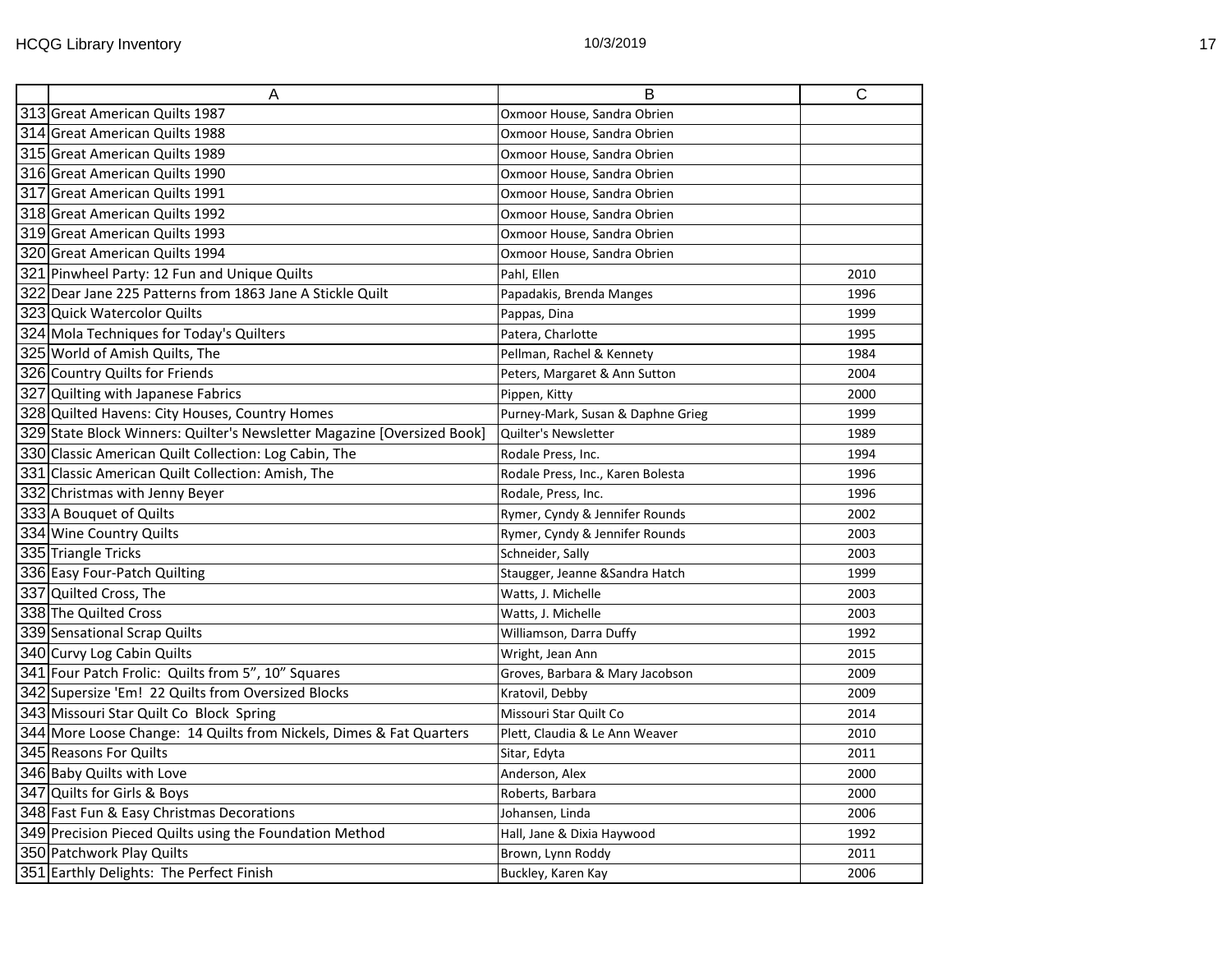| | A | B | C |
|---|---|---|---|
| 313 | Great American Quilts 1987 | Oxmoor House, Sandra Obrien | |
| 314 | Great American Quilts 1988 | Oxmoor House, Sandra Obrien | |
| 315 | Great American Quilts 1989 | Oxmoor House, Sandra Obrien | |
| 316 | Great American Quilts 1990 | Oxmoor House, Sandra Obrien | |
| 317 | Great American Quilts 1991 | Oxmoor House, Sandra Obrien | |
| 318 | Great American Quilts 1992 | Oxmoor House, Sandra Obrien | |
| 319 | Great American Quilts 1993 | Oxmoor House, Sandra Obrien | |
| 320 | Great American Quilts 1994 | Oxmoor House, Sandra Obrien | |
| 321 | Pinwheel Party: 12 Fun and Unique Quilts | Pahl, Ellen | 2010 |
| 322 | Dear Jane 225 Patterns from 1863 Jane A Stickle Quilt | Papadakis, Brenda Manges | 1996 |
| 323 | Quick Watercolor Quilts | Pappas, Dina | 1999 |
| 324 | Mola Techniques for Today's Quilters | Patera, Charlotte | 1995 |
| 325 | World of Amish Quilts, The | Pellman, Rachel & Kennety | 1984 |
| 326 | Country Quilts for Friends | Peters, Margaret & Ann Sutton | 2004 |
| 327 | Quilting with Japanese Fabrics | Pippen, Kitty | 2000 |
| 328 | Quilted Havens: City Houses, Country Homes | Purney-Mark, Susan & Daphne Grieg | 1999 |
| 329 | State Block Winners: Quilter's Newsletter Magazine [Oversized Book] | Quilter's Newsletter | 1989 |
| 330 | Classic American Quilt Collection: Log Cabin, The | Rodale Press, Inc. | 1994 |
| 331 | Classic American Quilt Collection: Amish, The | Rodale Press, Inc., Karen Bolesta | 1996 |
| 332 | Christmas with Jenny Beyer | Rodale, Press, Inc. | 1996 |
| 333 | A Bouquet of Quilts | Rymer, Cyndy & Jennifer Rounds | 2002 |
| 334 | Wine Country Quilts | Rymer, Cyndy & Jennifer Rounds | 2003 |
| 335 | Triangle Tricks | Schneider, Sally | 2003 |
| 336 | Easy Four-Patch Quilting | Staugger, Jeanne &Sandra Hatch | 1999 |
| 337 | Quilted Cross, The | Watts, J. Michelle | 2003 |
| 338 | The Quilted Cross | Watts, J. Michelle | 2003 |
| 339 | Sensational Scrap Quilts | Williamson, Darra Duffy | 1992 |
| 340 | Curvy Log Cabin Quilts | Wright, Jean Ann | 2015 |
| 341 | Four Patch Frolic: Quilts from 5", 10" Squares | Groves, Barbara & Mary Jacobson | 2009 |
| 342 | Supersize 'Em! 22 Quilts from Oversized Blocks | Kratovil, Debby | 2009 |
| 343 | Missouri Star Quilt Co Block Spring | Missouri Star Quilt Co | 2014 |
| 344 | More Loose Change: 14 Quilts from Nickels, Dimes & Fat Quarters | Plett, Claudia & Le Ann Weaver | 2010 |
| 345 | Reasons For Quilts | Sitar, Edyta | 2011 |
| 346 | Baby Quilts with Love | Anderson, Alex | 2000 |
| 347 | Quilts for Girls & Boys | Roberts, Barbara | 2000 |
| 348 | Fast Fun & Easy Christmas Decorations | Johansen, Linda | 2006 |
| 349 | Precision Pieced Quilts using the Foundation Method | Hall, Jane & Dixia Haywood | 1992 |
| 350 | Patchwork Play Quilts | Brown, Lynn Roddy | 2011 |
| 351 | Earthly Delights: The Perfect Finish | Buckley, Karen Kay | 2006 |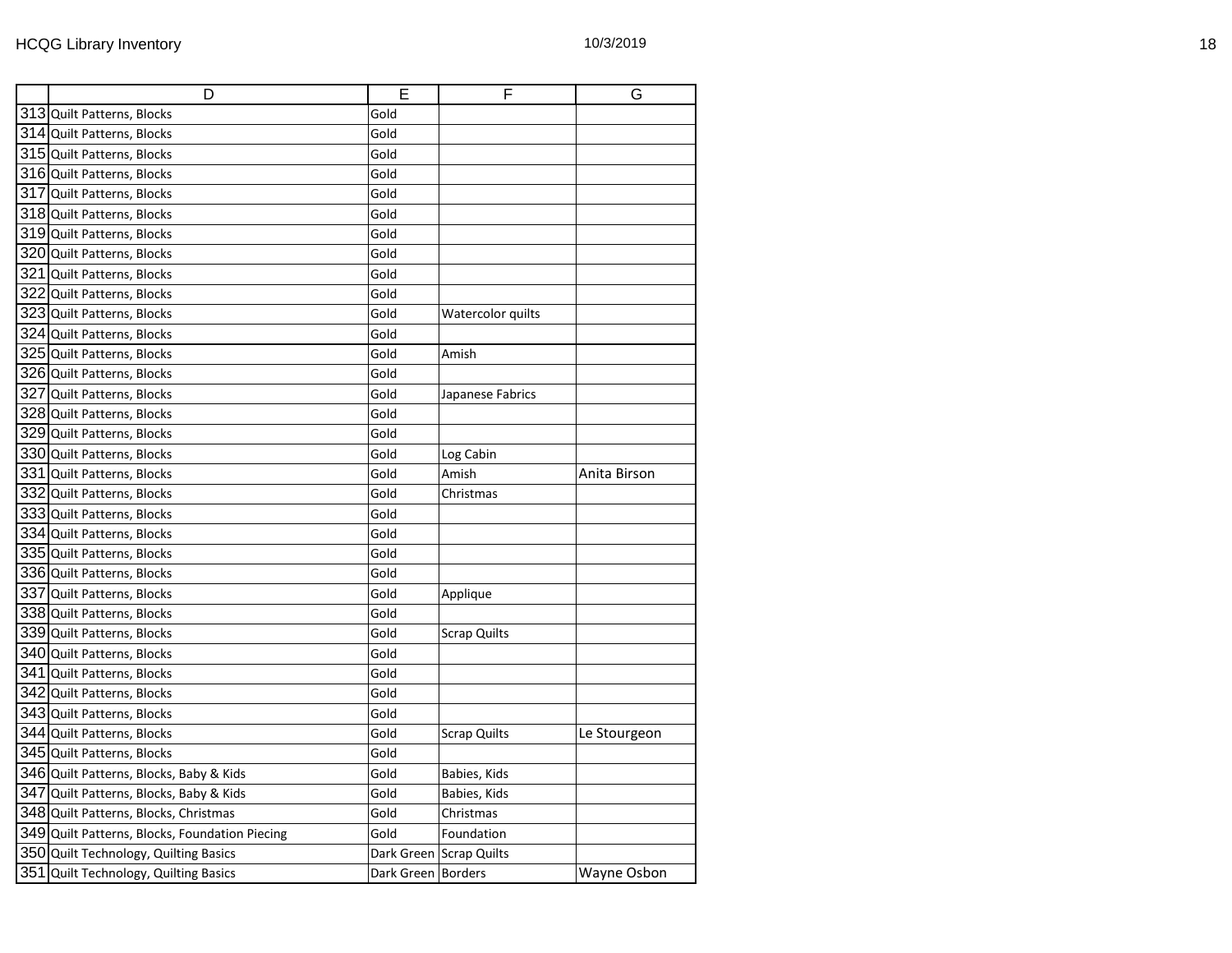| | D | E | F | G |
|---|---|---|---|---|
| 313 | Quilt Patterns, Blocks | Gold | | |
| 314 | Quilt Patterns, Blocks | Gold | | |
| 315 | Quilt Patterns, Blocks | Gold | | |
| 316 | Quilt Patterns, Blocks | Gold | | |
| 317 | Quilt Patterns, Blocks | Gold | | |
| 318 | Quilt Patterns, Blocks | Gold | | |
| 319 | Quilt Patterns, Blocks | Gold | | |
| 320 | Quilt Patterns, Blocks | Gold | | |
| 321 | Quilt Patterns, Blocks | Gold | | |
| 322 | Quilt Patterns, Blocks | Gold | | |
| 323 | Quilt Patterns, Blocks | Gold | Watercolor quilts | |
| 324 | Quilt Patterns, Blocks | Gold | | |
| 325 | Quilt Patterns, Blocks | Gold | Amish | |
| 326 | Quilt Patterns, Blocks | Gold | | |
| 327 | Quilt Patterns, Blocks | Gold | Japanese Fabrics | |
| 328 | Quilt Patterns, Blocks | Gold | | |
| 329 | Quilt Patterns, Blocks | Gold | | |
| 330 | Quilt Patterns, Blocks | Gold | Log Cabin | |
| 331 | Quilt Patterns, Blocks | Gold | Amish | Anita Birson |
| 332 | Quilt Patterns, Blocks | Gold | Christmas | |
| 333 | Quilt Patterns, Blocks | Gold | | |
| 334 | Quilt Patterns, Blocks | Gold | | |
| 335 | Quilt Patterns, Blocks | Gold | | |
| 336 | Quilt Patterns, Blocks | Gold | | |
| 337 | Quilt Patterns, Blocks | Gold | Applique | |
| 338 | Quilt Patterns, Blocks | Gold | | |
| 339 | Quilt Patterns, Blocks | Gold | Scrap Quilts | |
| 340 | Quilt Patterns, Blocks | Gold | | |
| 341 | Quilt Patterns, Blocks | Gold | | |
| 342 | Quilt Patterns, Blocks | Gold | | |
| 343 | Quilt Patterns, Blocks | Gold | | |
| 344 | Quilt Patterns, Blocks | Gold | Scrap Quilts | Le Stourgeon |
| 345 | Quilt Patterns, Blocks | Gold | | |
| 346 | Quilt Patterns, Blocks, Baby & Kids | Gold | Babies, Kids | |
| 347 | Quilt Patterns, Blocks, Baby & Kids | Gold | Babies, Kids | |
| 348 | Quilt Patterns, Blocks, Christmas | Gold | Christmas | |
| 349 | Quilt Patterns, Blocks, Foundation Piecing | Gold | Foundation | |
| 350 | Quilt Technology, Quilting Basics | Dark Green | Scrap Quilts | |
| 351 | Quilt Technology, Quilting Basics | Dark Green | Borders | Wayne Osbon |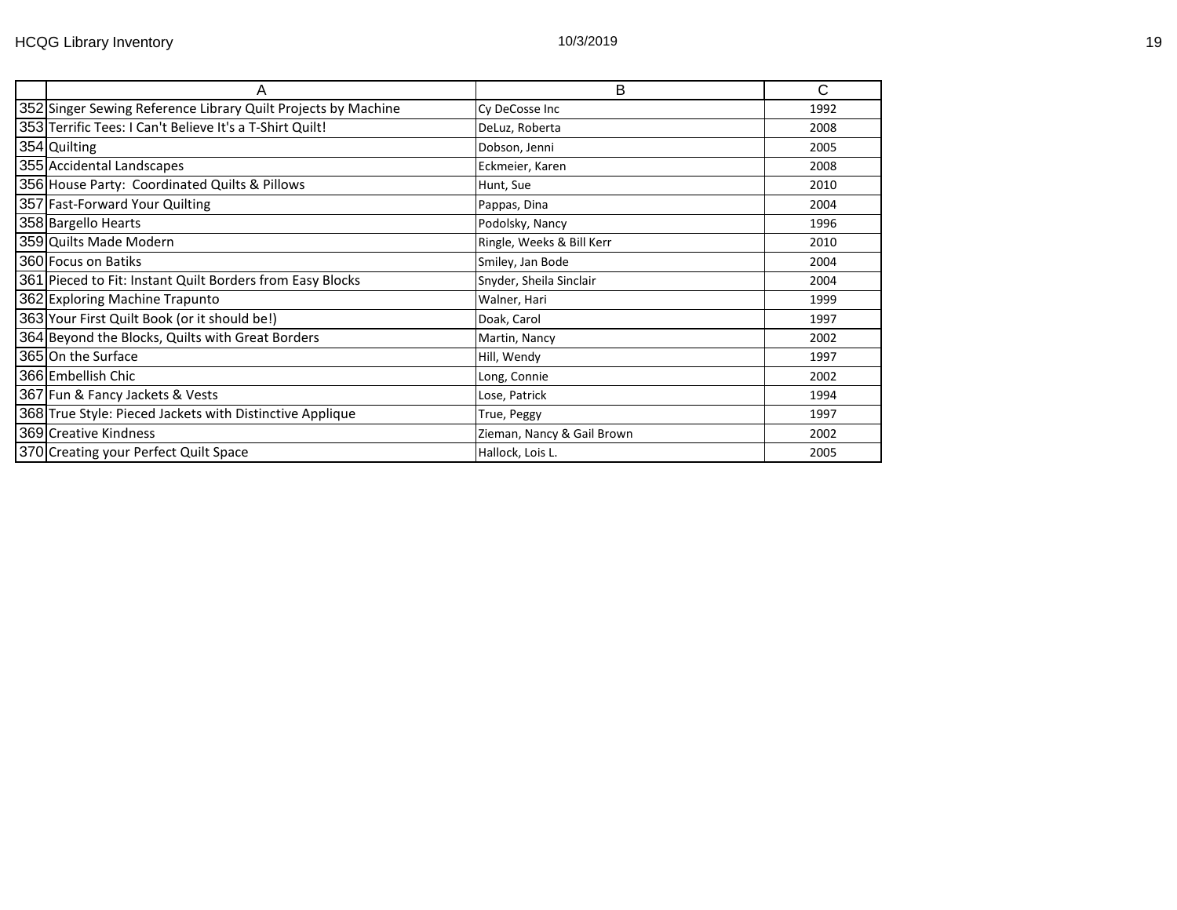| | A | B | C |
|---|---|---|---|
| 352 | Singer Sewing Reference Library Quilt Projects by Machine | Cy DeCosse Inc | 1992 |
| 353 | Terrific Tees: I Can't Believe It's a T-Shirt Quilt! | DeLuz, Roberta | 2008 |
| 354 | Quilting | Dobson, Jenni | 2005 |
| 355 | Accidental Landscapes | Eckmeier, Karen | 2008 |
| 356 | House Party:  Coordinated Quilts & Pillows | Hunt, Sue | 2010 |
| 357 | Fast-Forward Your Quilting | Pappas, Dina | 2004 |
| 358 | Bargello Hearts | Podolsky, Nancy | 1996 |
| 359 | Quilts Made Modern | Ringle, Weeks & Bill Kerr | 2010 |
| 360 | Focus on Batiks | Smiley, Jan Bode | 2004 |
| 361 | Pieced to Fit: Instant Quilt Borders from Easy Blocks | Snyder, Sheila Sinclair | 2004 |
| 362 | Exploring Machine Trapunto | Walner, Hari | 1999 |
| 363 | Your First Quilt Book (or it should be!) | Doak, Carol | 1997 |
| 364 | Beyond the Blocks, Quilts with Great Borders | Martin, Nancy | 2002 |
| 365 | On the Surface | Hill, Wendy | 1997 |
| 366 | Embellish Chic | Long, Connie | 2002 |
| 367 | Fun & Fancy Jackets & Vests | Lose, Patrick | 1994 |
| 368 | True Style: Pieced Jackets with Distinctive Applique | True, Peggy | 1997 |
| 369 | Creative Kindness | Zieman, Nancy & Gail Brown | 2002 |
| 370 | Creating your Perfect Quilt Space | Hallock, Lois L. | 2005 |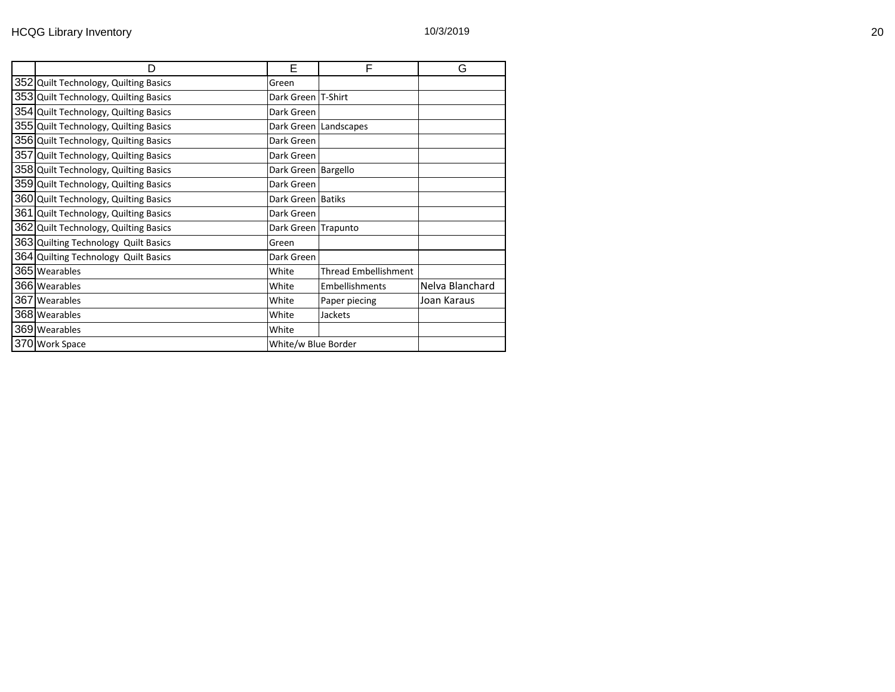| | D | E | F | G |
|---|---|---|---|---|
| 352 | Quilt Technology, Quilting Basics | Green | | |
| 353 | Quilt Technology, Quilting Basics | Dark Green | T-Shirt | |
| 354 | Quilt Technology, Quilting Basics | Dark Green | | |
| 355 | Quilt Technology, Quilting Basics | Dark Green | Landscapes | |
| 356 | Quilt Technology, Quilting Basics | Dark Green | | |
| 357 | Quilt Technology, Quilting Basics | Dark Green | | |
| 358 | Quilt Technology, Quilting Basics | Dark Green | Bargello | |
| 359 | Quilt Technology, Quilting Basics | Dark Green | | |
| 360 | Quilt Technology, Quilting Basics | Dark Green | Batiks | |
| 361 | Quilt Technology, Quilting Basics | Dark Green | | |
| 362 | Quilt Technology, Quilting Basics | Dark Green | Trapunto | |
| 363 | Quilting Technology Quilt Basics | Green | | |
| 364 | Quilting Technology Quilt Basics | Dark Green | | |
| 365 | Wearables | White | Thread Embellishment | |
| 366 | Wearables | White | Embellishments | Nelva Blanchard |
| 367 | Wearables | White | Paper piecing | Joan Karaus |
| 368 | Wearables | White | Jackets | |
| 369 | Wearables | White | | |
| 370 | Work Space | White/w Blue Border | | |